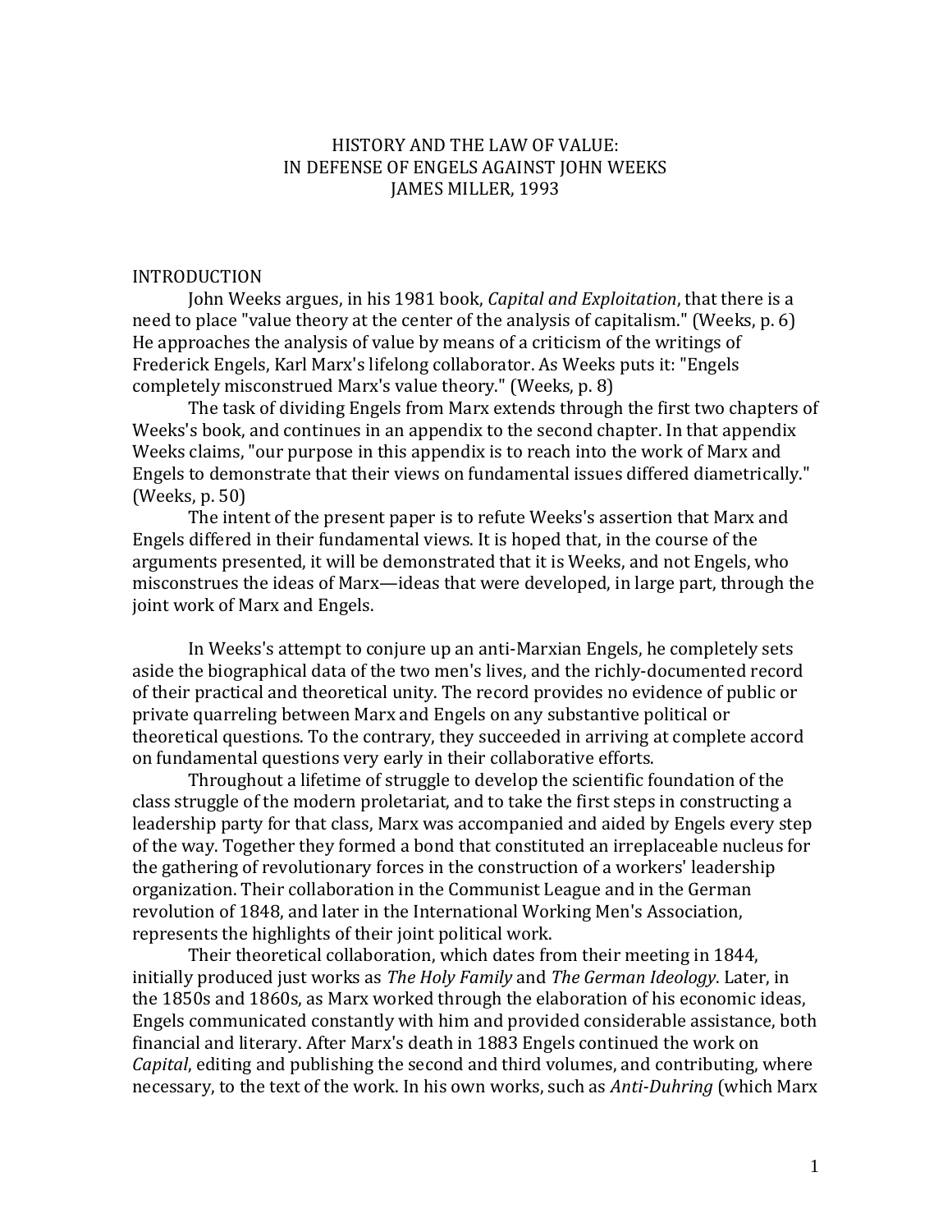# HISTORY AND THE LAW OF VALUE:
# IN DEFENSE OF ENGELS AGAINST JOHN WEEKS
# JAMES MILLER, 1993

## INTRODUCTION

John Weeks argues, in his 1981 book, *Capital and Exploitation*, that there is a need to place "value theory at the center of the analysis of capitalism." (Weeks, p. 6) He approaches the analysis of value by means of a criticism of the writings of Frederick Engels, Karl Marx's lifelong collaborator. As Weeks puts it: "Engels completely misconstrued Marx's value theory." (Weeks, p. 8)

The task of dividing Engels from Marx extends through the first two chapters of Weeks's book, and continues in an appendix to the second chapter. In that appendix Weeks claims, "our purpose in this appendix is to reach into the work of Marx and Engels to demonstrate that their views on fundamental issues differed diametrically." (Weeks, p. 50)

The intent of the present paper is to refute Weeks's assertion that Marx and Engels differed in their fundamental views. It is hoped that, in the course of the arguments presented, it will be demonstrated that it is Weeks, and not Engels, who misconstrues the ideas of Marx—ideas that were developed, in large part, through the joint work of Marx and Engels.

In Weeks's attempt to conjure up an anti-Marxian Engels, he completely sets aside the biographical data of the two men's lives, and the richly-documented record of their practical and theoretical unity. The record provides no evidence of public or private quarreling between Marx and Engels on any substantive political or theoretical questions. To the contrary, they succeeded in arriving at complete accord on fundamental questions very early in their collaborative efforts.

Throughout a lifetime of struggle to develop the scientific foundation of the class struggle of the modern proletariat, and to take the first steps in constructing a leadership party for that class, Marx was accompanied and aided by Engels every step of the way. Together they formed a bond that constituted an irreplaceable nucleus for the gathering of revolutionary forces in the construction of a workers' leadership organization. Their collaboration in the Communist League and in the German revolution of 1848, and later in the International Working Men's Association, represents the highlights of their joint political work.

Their theoretical collaboration, which dates from their meeting in 1844, initially produced just works as *The Holy Family* and *The German Ideology*. Later, in the 1850s and 1860s, as Marx worked through the elaboration of his economic ideas, Engels communicated constantly with him and provided considerable assistance, both financial and literary. After Marx's death in 1883 Engels continued the work on *Capital*, editing and publishing the second and third volumes, and contributing, where necessary, to the text of the work. In his own works, such as *Anti-Duhring* (which Marx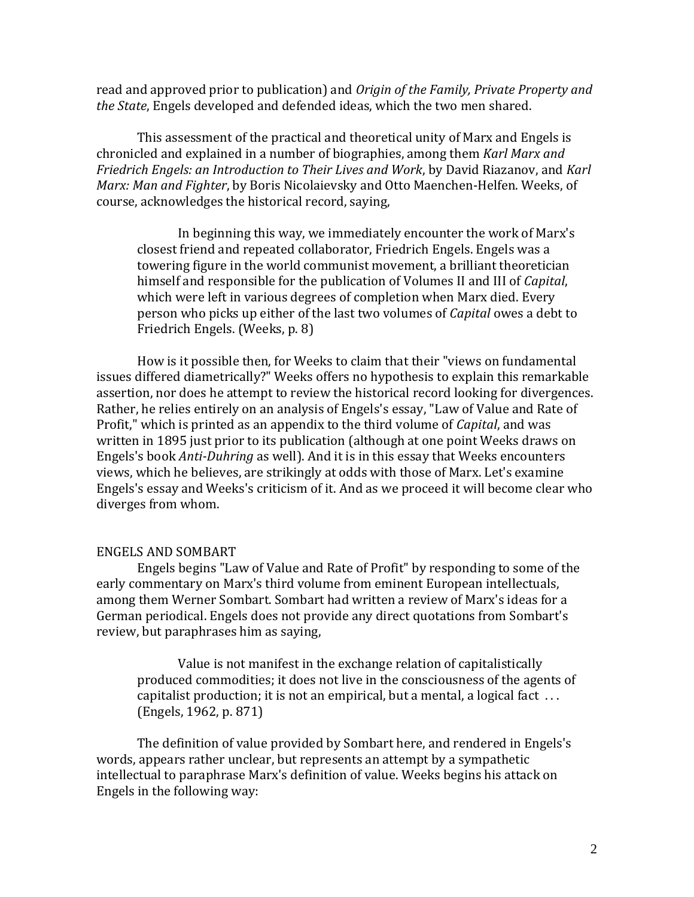read and approved prior to publication) and *Origin of the Family, Private Property and the State*, Engels developed and defended ideas, which the two men shared.

This assessment of the practical and theoretical unity of Marx and Engels is chronicled and explained in a number of biographies, among them *Karl Marx and Friedrich Engels: an Introduction to Their Lives and Work*, by David Riazanov, and *Karl Marx: Man and Fighter*, by Boris Nicolaievsky and Otto Maenchen-Helfen. Weeks, of course, acknowledges the historical record, saying,

> In beginning this way, we immediately encounter the work of Marx's closest friend and repeated collaborator, Friedrich Engels. Engels was a towering figure in the world communist movement, a brilliant theoretician himself and responsible for the publication of Volumes II and III of *Capital*, which were left in various degrees of completion when Marx died. Every person who picks up either of the last two volumes of *Capital* owes a debt to Friedrich Engels. (Weeks, p. 8)

How is it possible then, for Weeks to claim that their "views on fundamental issues differed diametrically?" Weeks offers no hypothesis to explain this remarkable assertion, nor does he attempt to review the historical record looking for divergences. Rather, he relies entirely on an analysis of Engels's essay, "Law of Value and Rate of Profit," which is printed as an appendix to the third volume of *Capital*, and was written in 1895 just prior to its publication (although at one point Weeks draws on Engels's book *Anti-Duhring* as well). And it is in this essay that Weeks encounters views, which he believes, are strikingly at odds with those of Marx. Let's examine Engels's essay and Weeks's criticism of it. And as we proceed it will become clear who diverges from whom.

## ENGELS AND SOMBART

Engels begins "Law of Value and Rate of Profit" by responding to some of the early commentary on Marx's third volume from eminent European intellectuals, among them Werner Sombart. Sombart had written a review of Marx's ideas for a German periodical. Engels does not provide any direct quotations from Sombart's review, but paraphrases him as saying,

> Value is not manifest in the exchange relation of capitalistically produced commodities; it does not live in the consciousness of the agents of capitalist production; it is not an empirical, but a mental, a logical fact . . . (Engels, 1962, p. 871)

The definition of value provided by Sombart here, and rendered in Engels's words, appears rather unclear, but represents an attempt by a sympathetic intellectual to paraphrase Marx's definition of value. Weeks begins his attack on Engels in the following way: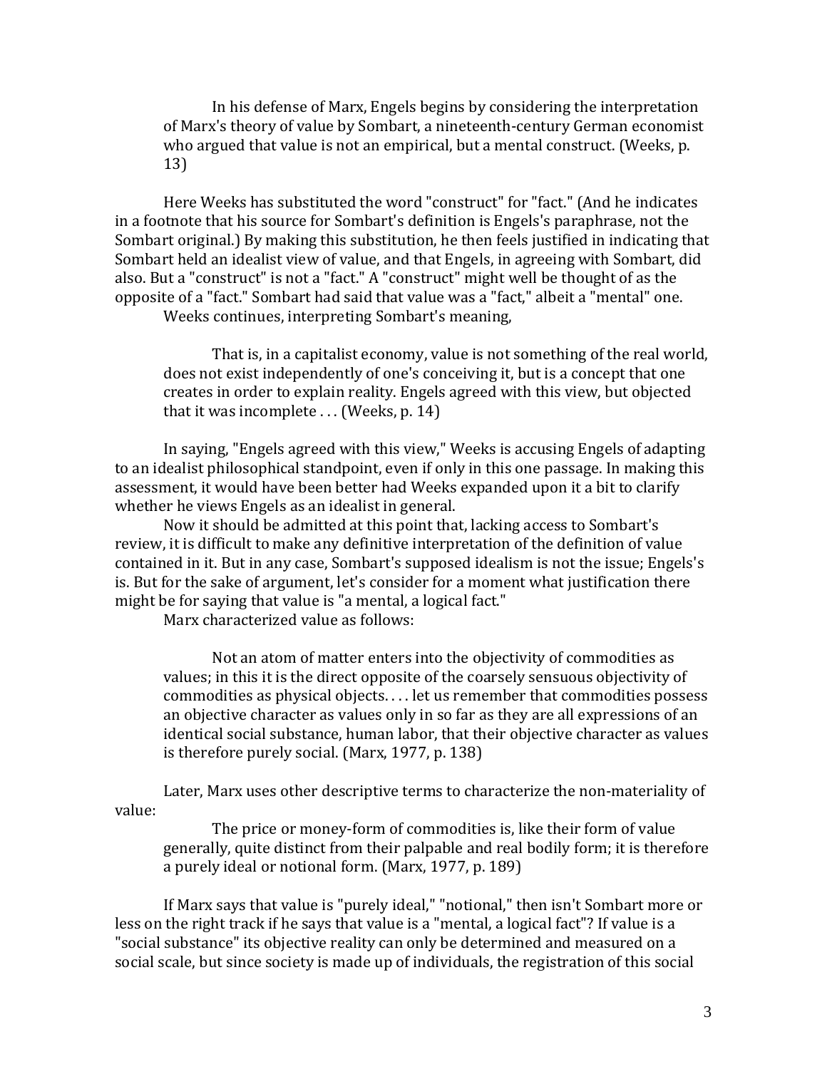> In his defense of Marx, Engels begins by considering the interpretation of Marx's theory of value by Sombart, a nineteenth-century German economist who argued that value is not an empirical, but a mental construct. (Weeks, p. 13)

Here Weeks has substituted the word "construct" for "fact." (And he indicates in a footnote that his source for Sombart's definition is Engels's paraphrase, not the Sombart original.) By making this substitution, he then feels justified in indicating that Sombart held an idealist view of value, and that Engels, in agreeing with Sombart, did also. But a "construct" is not a "fact." A "construct" might well be thought of as the opposite of a "fact." Sombart had said that value was a "fact," albeit a "mental" one.

Weeks continues, interpreting Sombart's meaning,

> That is, in a capitalist economy, value is not something of the real world, does not exist independently of one's conceiving it, but is a concept that one creates in order to explain reality. Engels agreed with this view, but objected that it was incomplete . . . (Weeks, p. 14)

In saying, "Engels agreed with this view," Weeks is accusing Engels of adapting to an idealist philosophical standpoint, even if only in this one passage. In making this assessment, it would have been better had Weeks expanded upon it a bit to clarify whether he views Engels as an idealist in general.

Now it should be admitted at this point that, lacking access to Sombart's review, it is difficult to make any definitive interpretation of the definition of value contained in it. But in any case, Sombart's supposed idealism is not the issue; Engels's is. But for the sake of argument, let's consider for a moment what justification there might be for saying that value is "a mental, a logical fact."

Marx characterized value as follows:

> Not an atom of matter enters into the objectivity of commodities as values; in this it is the direct opposite of the coarsely sensuous objectivity of commodities as physical objects. . . . let us remember that commodities possess an objective character as values only in so far as they are all expressions of an identical social substance, human labor, that their objective character as values is therefore purely social. (Marx, 1977, p. 138)

Later, Marx uses other descriptive terms to characterize the non-materiality of value:

> The price or money-form of commodities is, like their form of value generally, quite distinct from their palpable and real bodily form; it is therefore a purely ideal or notional form. (Marx, 1977, p. 189)

If Marx says that value is "purely ideal," "notional," then isn't Sombart more or less on the right track if he says that value is a "mental, a logical fact"? If value is a "social substance" its objective reality can only be determined and measured on a social scale, but since society is made up of individuals, the registration of this social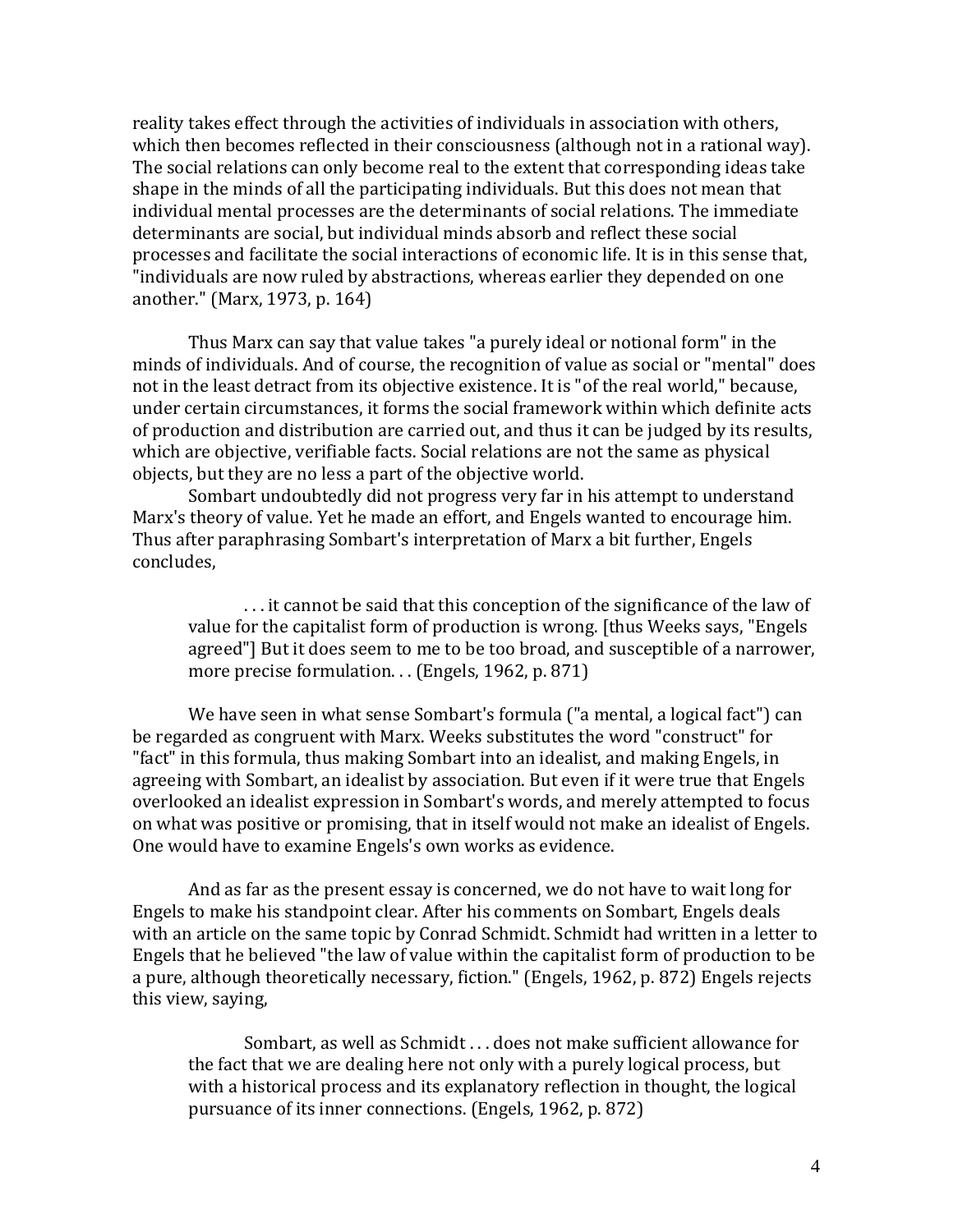reality takes effect through the activities of individuals in association with others, which then becomes reflected in their consciousness (although not in a rational way). The social relations can only become real to the extent that corresponding ideas take shape in the minds of all the participating individuals. But this does not mean that individual mental processes are the determinants of social relations. The immediate determinants are social, but individual minds absorb and reflect these social processes and facilitate the social interactions of economic life. It is in this sense that, "individuals are now ruled by abstractions, whereas earlier they depended on one another." (Marx, 1973, p. 164)

Thus Marx can say that value takes "a purely ideal or notional form" in the minds of individuals. And of course, the recognition of value as social or "mental" does not in the least detract from its objective existence. It is "of the real world," because, under certain circumstances, it forms the social framework within which definite acts of production and distribution are carried out, and thus it can be judged by its results, which are objective, verifiable facts. Social relations are not the same as physical objects, but they are no less a part of the objective world.

Sombart undoubtedly did not progress very far in his attempt to understand Marx's theory of value. Yet he made an effort, and Engels wanted to encourage him. Thus after paraphrasing Sombart's interpretation of Marx a bit further, Engels concludes,

> . . . it cannot be said that this conception of the significance of the law of value for the capitalist form of production is wrong. [thus Weeks says, "Engels agreed"] But it does seem to me to be too broad, and susceptible of a narrower, more precise formulation. . . (Engels, 1962, p. 871)

We have seen in what sense Sombart's formula ("a mental, a logical fact") can be regarded as congruent with Marx. Weeks substitutes the word "construct" for "fact" in this formula, thus making Sombart into an idealist, and making Engels, in agreeing with Sombart, an idealist by association. But even if it were true that Engels overlooked an idealist expression in Sombart's words, and merely attempted to focus on what was positive or promising, that in itself would not make an idealist of Engels. One would have to examine Engels's own works as evidence.

And as far as the present essay is concerned, we do not have to wait long for Engels to make his standpoint clear. After his comments on Sombart, Engels deals with an article on the same topic by Conrad Schmidt. Schmidt had written in a letter to Engels that he believed "the law of value within the capitalist form of production to be a pure, although theoretically necessary, fiction." (Engels, 1962, p. 872) Engels rejects this view, saying,

> Sombart, as well as Schmidt . . . does not make sufficient allowance for the fact that we are dealing here not only with a purely logical process, but with a historical process and its explanatory reflection in thought, the logical pursuance of its inner connections. (Engels, 1962, p. 872)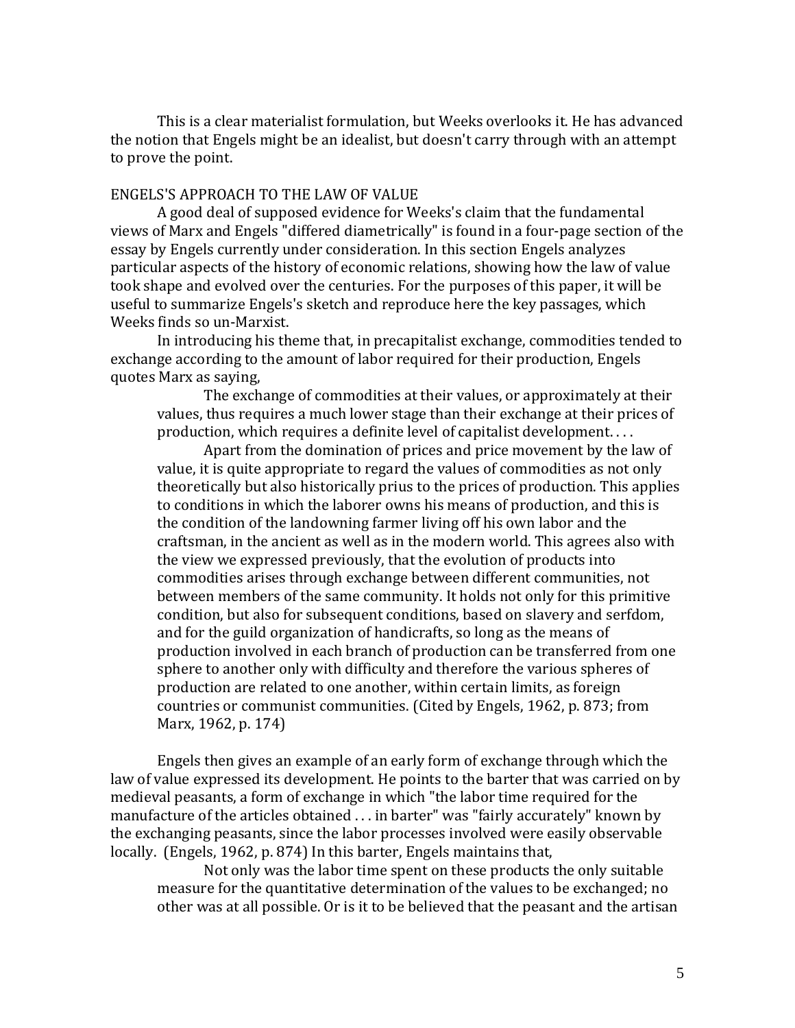This is a clear materialist formulation, but Weeks overlooks it. He has advanced the notion that Engels might be an idealist, but doesn't carry through with an attempt to prove the point.

## ENGELS'S APPROACH TO THE LAW OF VALUE

A good deal of supposed evidence for Weeks's claim that the fundamental views of Marx and Engels "differed diametrically" is found in a four-page section of the essay by Engels currently under consideration. In this section Engels analyzes particular aspects of the history of economic relations, showing how the law of value took shape and evolved over the centuries. For the purposes of this paper, it will be useful to summarize Engels's sketch and reproduce here the key passages, which Weeks finds so un-Marxist.

In introducing his theme that, in precapitalist exchange, commodities tended to exchange according to the amount of labor required for their production, Engels quotes Marx as saying,

> The exchange of commodities at their values, or approximately at their values, thus requires a much lower stage than their exchange at their prices of production, which requires a definite level of capitalist development. . . .
>
> Apart from the domination of prices and price movement by the law of value, it is quite appropriate to regard the values of commodities as not only theoretically but also historically prius to the prices of production. This applies to conditions in which the laborer owns his means of production, and this is the condition of the landowning farmer living off his own labor and the craftsman, in the ancient as well as in the modern world. This agrees also with the view we expressed previously, that the evolution of products into commodities arises through exchange between different communities, not between members of the same community. It holds not only for this primitive condition, but also for subsequent conditions, based on slavery and serfdom, and for the guild organization of handicrafts, so long as the means of production involved in each branch of production can be transferred from one sphere to another only with difficulty and therefore the various spheres of production are related to one another, within certain limits, as foreign countries or communist communities. (Cited by Engels, 1962, p. 873; from Marx, 1962, p. 174)

Engels then gives an example of an early form of exchange through which the law of value expressed its development. He points to the barter that was carried on by medieval peasants, a form of exchange in which "the labor time required for the manufacture of the articles obtained . . . in barter" was "fairly accurately" known by the exchanging peasants, since the labor processes involved were easily observable locally. (Engels, 1962, p. 874) In this barter, Engels maintains that,

> Not only was the labor time spent on these products the only suitable measure for the quantitative determination of the values to be exchanged; no other was at all possible. Or is it to be believed that the peasant and the artisan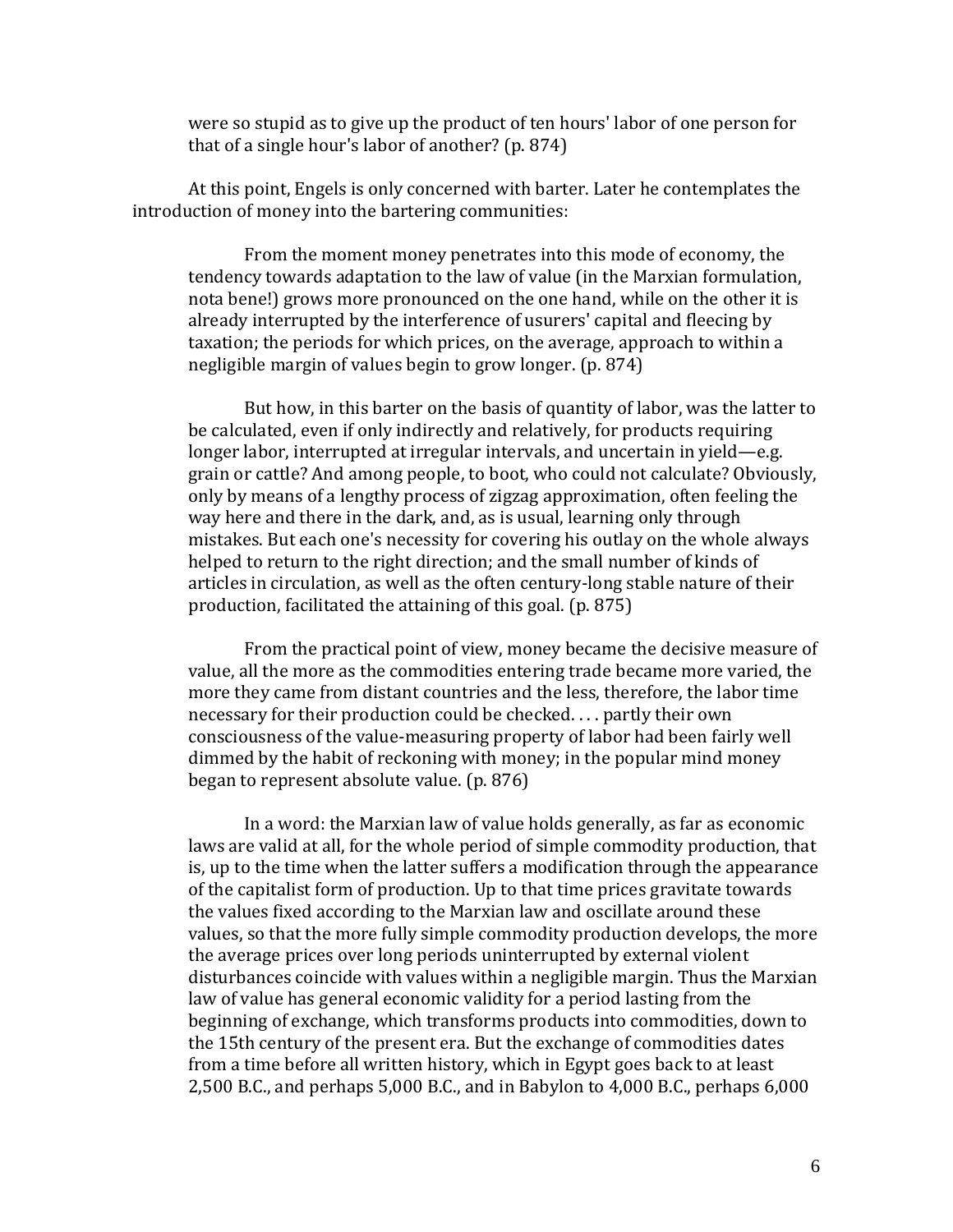> were so stupid as to give up the product of ten hours' labor of one person for that of a single hour's labor of another? (p. 874)

At this point, Engels is only concerned with barter. Later he contemplates the introduction of money into the bartering communities:

> From the moment money penetrates into this mode of economy, the tendency towards adaptation to the law of value (in the Marxian formulation, nota bene!) grows more pronounced on the one hand, while on the other it is already interrupted by the interference of usurers' capital and fleecing by taxation; the periods for which prices, on the average, approach to within a negligible margin of values begin to grow longer. (p. 874)
>
> But how, in this barter on the basis of quantity of labor, was the latter to be calculated, even if only indirectly and relatively, for products requiring longer labor, interrupted at irregular intervals, and uncertain in yield—e.g. grain or cattle? And among people, to boot, who could not calculate? Obviously, only by means of a lengthy process of zigzag approximation, often feeling the way here and there in the dark, and, as is usual, learning only through mistakes. But each one's necessity for covering his outlay on the whole always helped to return to the right direction; and the small number of kinds of articles in circulation, as well as the often century-long stable nature of their production, facilitated the attaining of this goal. (p. 875)
>
> From the practical point of view, money became the decisive measure of value, all the more as the commodities entering trade became more varied, the more they came from distant countries and the less, therefore, the labor time necessary for their production could be checked. . . . partly their own consciousness of the value-measuring property of labor had been fairly well dimmed by the habit of reckoning with money; in the popular mind money began to represent absolute value. (p. 876)
>
> In a word: the Marxian law of value holds generally, as far as economic laws are valid at all, for the whole period of simple commodity production, that is, up to the time when the latter suffers a modification through the appearance of the capitalist form of production. Up to that time prices gravitate towards the values fixed according to the Marxian law and oscillate around these values, so that the more fully simple commodity production develops, the more the average prices over long periods uninterrupted by external violent disturbances coincide with values within a negligible margin. Thus the Marxian law of value has general economic validity for a period lasting from the beginning of exchange, which transforms products into commodities, down to the 15th century of the present era. But the exchange of commodities dates from a time before all written history, which in Egypt goes back to at least 2,500 B.C., and perhaps 5,000 B.C., and in Babylon to 4,000 B.C., perhaps 6,000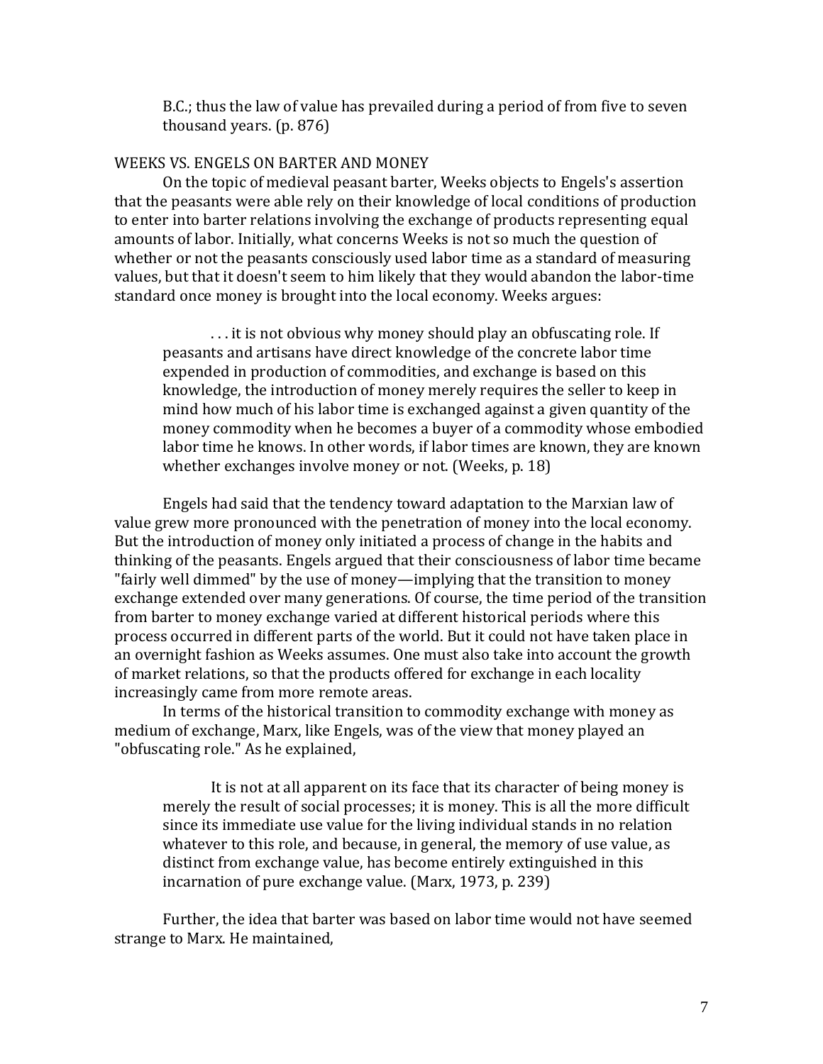> B.C.; thus the law of value has prevailed during a period of from five to seven thousand years. (p. 876)

## WEEKS VS. ENGELS ON BARTER AND MONEY

On the topic of medieval peasant barter, Weeks objects to Engels's assertion that the peasants were able rely on their knowledge of local conditions of production to enter into barter relations involving the exchange of products representing equal amounts of labor. Initially, what concerns Weeks is not so much the question of whether or not the peasants consciously used labor time as a standard of measuring values, but that it doesn't seem to him likely that they would abandon the labor-time standard once money is brought into the local economy. Weeks argues:

> . . . it is not obvious why money should play an obfuscating role. If peasants and artisans have direct knowledge of the concrete labor time expended in production of commodities, and exchange is based on this knowledge, the introduction of money merely requires the seller to keep in mind how much of his labor time is exchanged against a given quantity of the money commodity when he becomes a buyer of a commodity whose embodied labor time he knows. In other words, if labor times are known, they are known whether exchanges involve money or not. (Weeks, p. 18)

Engels had said that the tendency toward adaptation to the Marxian law of value grew more pronounced with the penetration of money into the local economy. But the introduction of money only initiated a process of change in the habits and thinking of the peasants. Engels argued that their consciousness of labor time became "fairly well dimmed" by the use of money—implying that the transition to money exchange extended over many generations. Of course, the time period of the transition from barter to money exchange varied at different historical periods where this process occurred in different parts of the world. But it could not have taken place in an overnight fashion as Weeks assumes. One must also take into account the growth of market relations, so that the products offered for exchange in each locality increasingly came from more remote areas.

In terms of the historical transition to commodity exchange with money as medium of exchange, Marx, like Engels, was of the view that money played an "obfuscating role." As he explained,

> It is not at all apparent on its face that its character of being money is merely the result of social processes; it is money. This is all the more difficult since its immediate use value for the living individual stands in no relation whatever to this role, and because, in general, the memory of use value, as distinct from exchange value, has become entirely extinguished in this incarnation of pure exchange value. (Marx, 1973, p. 239)

Further, the idea that barter was based on labor time would not have seemed strange to Marx. He maintained,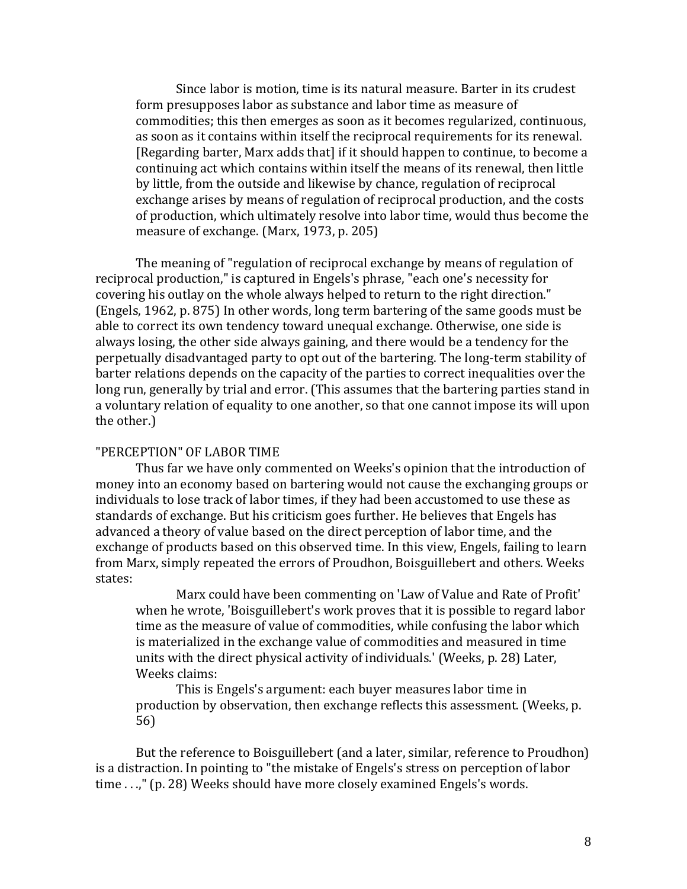> Since labor is motion, time is its natural measure. Barter in its crudest form presupposes labor as substance and labor time as measure of commodities; this then emerges as soon as it becomes regularized, continuous, as soon as it contains within itself the reciprocal requirements for its renewal. [Regarding barter, Marx adds that] if it should happen to continue, to become a continuing act which contains within itself the means of its renewal, then little by little, from the outside and likewise by chance, regulation of reciprocal exchange arises by means of regulation of reciprocal production, and the costs of production, which ultimately resolve into labor time, would thus become the measure of exchange. (Marx, 1973, p. 205)

The meaning of "regulation of reciprocal exchange by means of regulation of reciprocal production," is captured in Engels's phrase, "each one's necessity for covering his outlay on the whole always helped to return to the right direction." (Engels, 1962, p. 875) In other words, long term bartering of the same goods must be able to correct its own tendency toward unequal exchange. Otherwise, one side is always losing, the other side always gaining, and there would be a tendency for the perpetually disadvantaged party to opt out of the bartering. The long-term stability of barter relations depends on the capacity of the parties to correct inequalities over the long run, generally by trial and error. (This assumes that the bartering parties stand in a voluntary relation of equality to one another, so that one cannot impose its will upon the other.)

## "PERCEPTION" OF LABOR TIME

Thus far we have only commented on Weeks's opinion that the introduction of money into an economy based on bartering would not cause the exchanging groups or individuals to lose track of labor times, if they had been accustomed to use these as standards of exchange. But his criticism goes further. He believes that Engels has advanced a theory of value based on the direct perception of labor time, and the exchange of products based on this observed time. In this view, Engels, failing to learn from Marx, simply repeated the errors of Proudhon, Boisguillebert and others. Weeks states:

> Marx could have been commenting on 'Law of Value and Rate of Profit' when he wrote, 'Boisguillebert's work proves that it is possible to regard labor time as the measure of value of commodities, while confusing the labor which is materialized in the exchange value of commodities and measured in time units with the direct physical activity of individuals.' (Weeks, p. 28) Later, Weeks claims:
>
> This is Engels's argument: each buyer measures labor time in production by observation, then exchange reflects this assessment. (Weeks, p. 56)

But the reference to Boisguillebert (and a later, similar, reference to Proudhon) is a distraction. In pointing to "the mistake of Engels's stress on perception of labor time . . .," (p. 28) Weeks should have more closely examined Engels's words.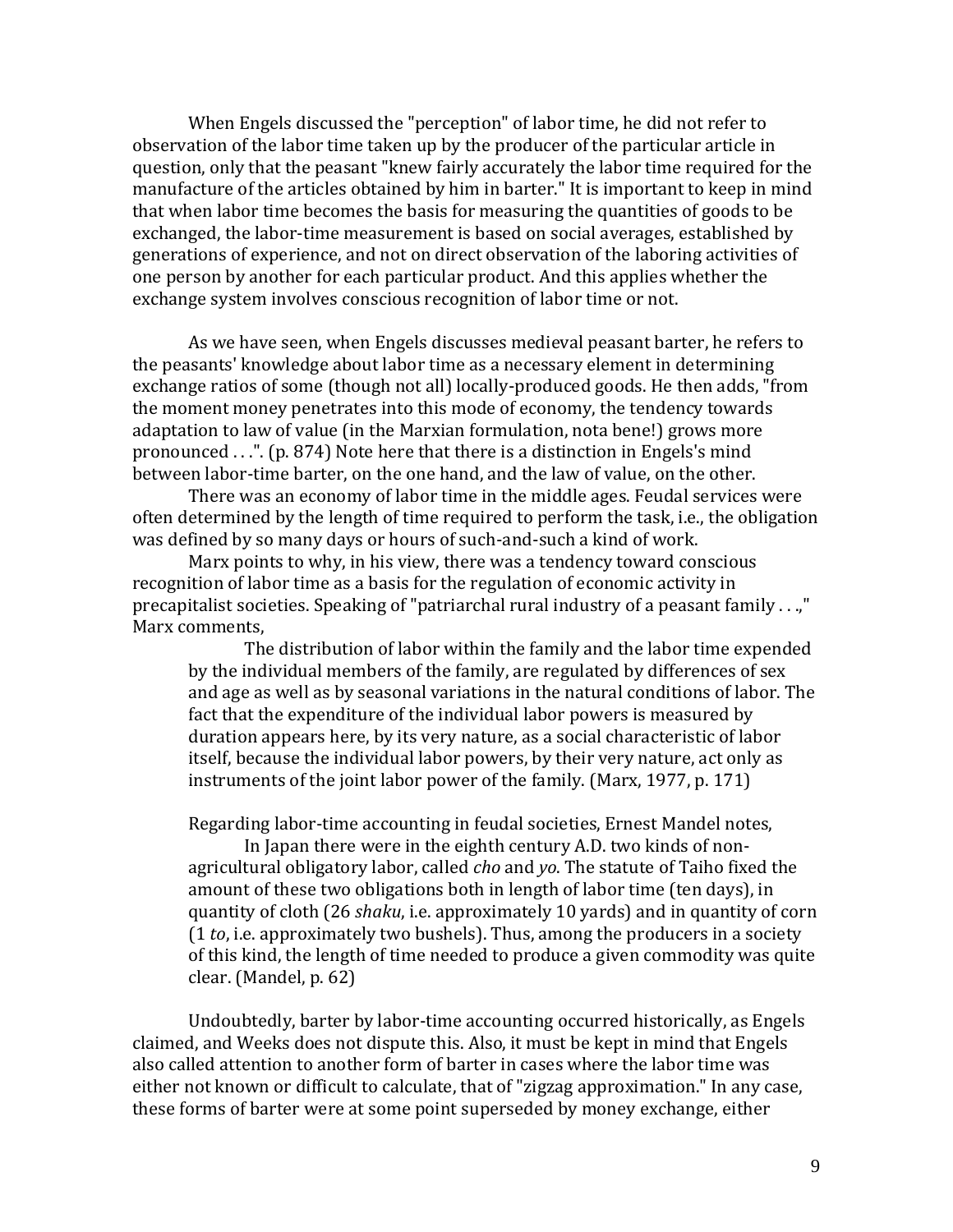When Engels discussed the "perception" of labor time, he did not refer to observation of the labor time taken up by the producer of the particular article in question, only that the peasant "knew fairly accurately the labor time required for the manufacture of the articles obtained by him in barter." It is important to keep in mind that when labor time becomes the basis for measuring the quantities of goods to be exchanged, the labor-time measurement is based on social averages, established by generations of experience, and not on direct observation of the laboring activities of one person by another for each particular product. And this applies whether the exchange system involves conscious recognition of labor time or not.

As we have seen, when Engels discusses medieval peasant barter, he refers to the peasants' knowledge about labor time as a necessary element in determining exchange ratios of some (though not all) locally-produced goods. He then adds, "from the moment money penetrates into this mode of economy, the tendency towards adaptation to law of value (in the Marxian formulation, nota bene!) grows more pronounced . . .". (p. 874) Note here that there is a distinction in Engels's mind between labor-time barter, on the one hand, and the law of value, on the other.

There was an economy of labor time in the middle ages. Feudal services were often determined by the length of time required to perform the task, i.e., the obligation was defined by so many days or hours of such-and-such a kind of work.

Marx points to why, in his view, there was a tendency toward conscious recognition of labor time as a basis for the regulation of economic activity in precapitalist societies. Speaking of "patriarchal rural industry of a peasant family . . .," Marx comments,

> The distribution of labor within the family and the labor time expended by the individual members of the family, are regulated by differences of sex and age as well as by seasonal variations in the natural conditions of labor. The fact that the expenditure of the individual labor powers is measured by duration appears here, by its very nature, as a social characteristic of labor itself, because the individual labor powers, by their very nature, act only as instruments of the joint labor power of the family. (Marx, 1977, p. 171)

Regarding labor-time accounting in feudal societies, Ernest Mandel notes,

> In Japan there were in the eighth century A.D. two kinds of non-agricultural obligatory labor, called *cho* and *yo*. The statute of Taiho fixed the amount of these two obligations both in length of labor time (ten days), in quantity of cloth (26 *shaku*, i.e. approximately 10 yards) and in quantity of corn (1 *to*, i.e. approximately two bushels). Thus, among the producers in a society of this kind, the length of time needed to produce a given commodity was quite clear. (Mandel, p. 62)

Undoubtedly, barter by labor-time accounting occurred historically, as Engels claimed, and Weeks does not dispute this. Also, it must be kept in mind that Engels also called attention to another form of barter in cases where the labor time was either not known or difficult to calculate, that of "zigzag approximation." In any case, these forms of barter were at some point superseded by money exchange, either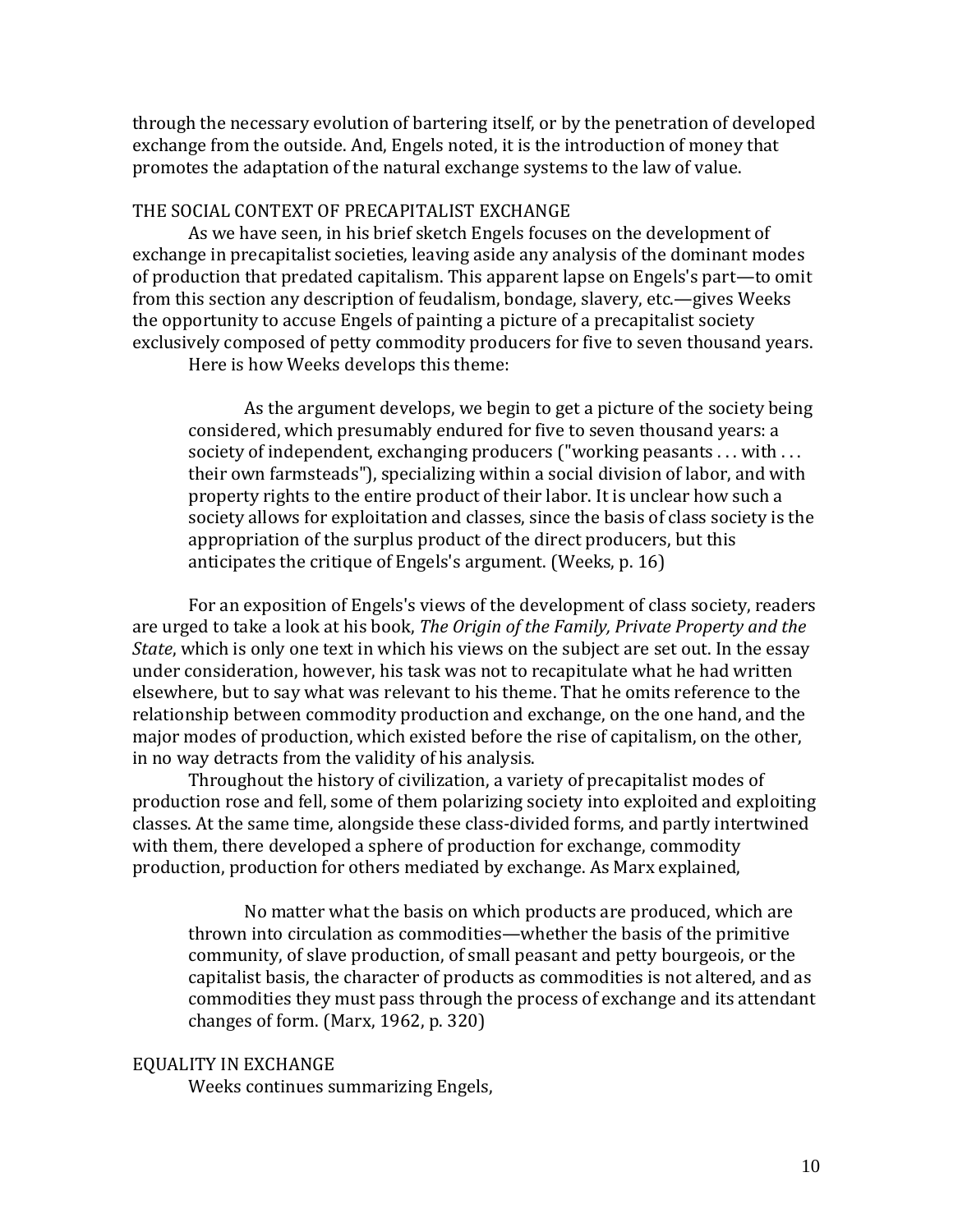through the necessary evolution of bartering itself, or by the penetration of developed exchange from the outside. And, Engels noted, it is the introduction of money that promotes the adaptation of the natural exchange systems to the law of value.

## THE SOCIAL CONTEXT OF PRECAPITALIST EXCHANGE

As we have seen, in his brief sketch Engels focuses on the development of exchange in precapitalist societies, leaving aside any analysis of the dominant modes of production that predated capitalism. This apparent lapse on Engels's part—to omit from this section any description of feudalism, bondage, slavery, etc.—gives Weeks the opportunity to accuse Engels of painting a picture of a precapitalist society exclusively composed of petty commodity producers for five to seven thousand years.

Here is how Weeks develops this theme:

> As the argument develops, we begin to get a picture of the society being considered, which presumably endured for five to seven thousand years: a society of independent, exchanging producers ("working peasants . . . with . . . their own farmsteads"), specializing within a social division of labor, and with property rights to the entire product of their labor. It is unclear how such a society allows for exploitation and classes, since the basis of class society is the appropriation of the surplus product of the direct producers, but this anticipates the critique of Engels's argument. (Weeks, p. 16)

For an exposition of Engels's views of the development of class society, readers are urged to take a look at his book, *The Origin of the Family, Private Property and the State*, which is only one text in which his views on the subject are set out. In the essay under consideration, however, his task was not to recapitulate what he had written elsewhere, but to say what was relevant to his theme. That he omits reference to the relationship between commodity production and exchange, on the one hand, and the major modes of production, which existed before the rise of capitalism, on the other, in no way detracts from the validity of his analysis.

Throughout the history of civilization, a variety of precapitalist modes of production rose and fell, some of them polarizing society into exploited and exploiting classes. At the same time, alongside these class-divided forms, and partly intertwined with them, there developed a sphere of production for exchange, commodity production, production for others mediated by exchange. As Marx explained,

> No matter what the basis on which products are produced, which are thrown into circulation as commodities—whether the basis of the primitive community, of slave production, of small peasant and petty bourgeois, or the capitalist basis, the character of products as commodities is not altered, and as commodities they must pass through the process of exchange and its attendant changes of form. (Marx, 1962, p. 320)

## EQUALITY IN EXCHANGE

Weeks continues summarizing Engels,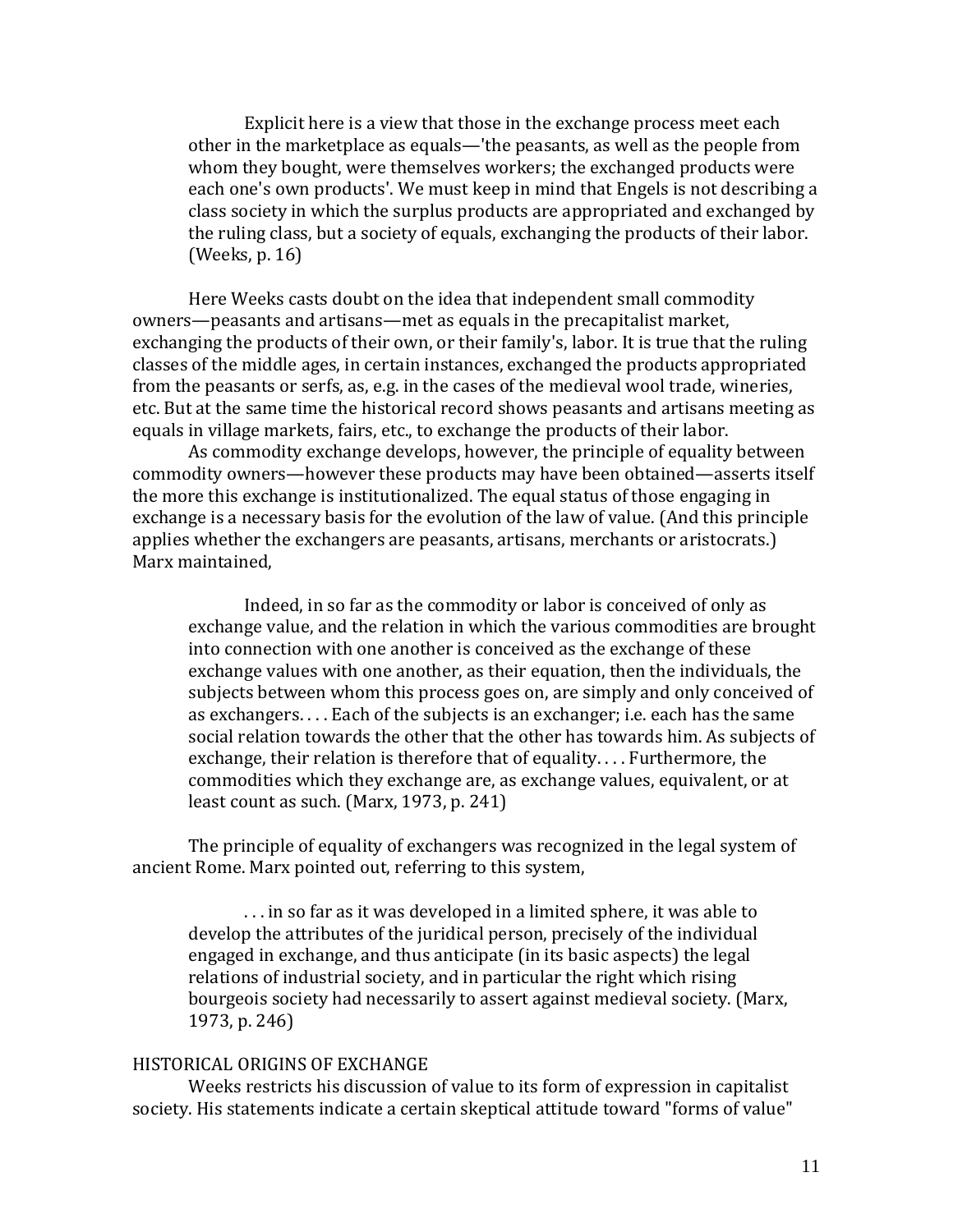> Explicit here is a view that those in the exchange process meet each other in the marketplace as equals—'the peasants, as well as the people from whom they bought, were themselves workers; the exchanged products were each one's own products'. We must keep in mind that Engels is not describing a class society in which the surplus products are appropriated and exchanged by the ruling class, but a society of equals, exchanging the products of their labor. (Weeks, p. 16)

Here Weeks casts doubt on the idea that independent small commodity owners—peasants and artisans—met as equals in the precapitalist market, exchanging the products of their own, or their family's, labor. It is true that the ruling classes of the middle ages, in certain instances, exchanged the products appropriated from the peasants or serfs, as, e.g. in the cases of the medieval wool trade, wineries, etc. But at the same time the historical record shows peasants and artisans meeting as equals in village markets, fairs, etc., to exchange the products of their labor.

As commodity exchange develops, however, the principle of equality between commodity owners—however these products may have been obtained—asserts itself the more this exchange is institutionalized. The equal status of those engaging in exchange is a necessary basis for the evolution of the law of value. (And this principle applies whether the exchangers are peasants, artisans, merchants or aristocrats.) Marx maintained,

> Indeed, in so far as the commodity or labor is conceived of only as exchange value, and the relation in which the various commodities are brought into connection with one another is conceived as the exchange of these exchange values with one another, as their equation, then the individuals, the subjects between whom this process goes on, are simply and only conceived of as exchangers. . . . Each of the subjects is an exchanger; i.e. each has the same social relation towards the other that the other has towards him. As subjects of exchange, their relation is therefore that of equality. . . . Furthermore, the commodities which they exchange are, as exchange values, equivalent, or at least count as such. (Marx, 1973, p. 241)

The principle of equality of exchangers was recognized in the legal system of ancient Rome. Marx pointed out, referring to this system,

> . . . in so far as it was developed in a limited sphere, it was able to develop the attributes of the juridical person, precisely of the individual engaged in exchange, and thus anticipate (in its basic aspects) the legal relations of industrial society, and in particular the right which rising bourgeois society had necessarily to assert against medieval society. (Marx, 1973, p. 246)

## HISTORICAL ORIGINS OF EXCHANGE

Weeks restricts his discussion of value to its form of expression in capitalist society. His statements indicate a certain skeptical attitude toward "forms of value"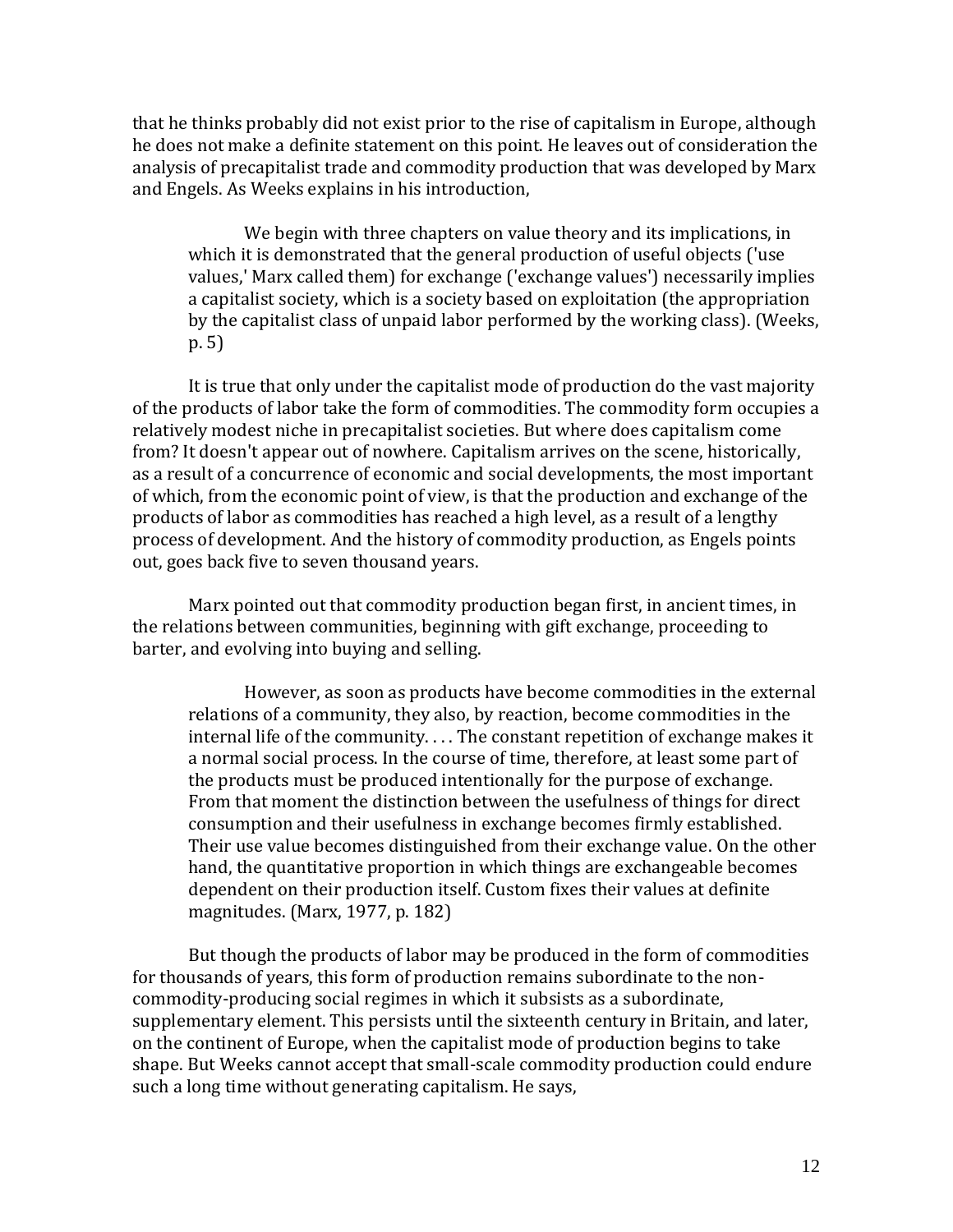that he thinks probably did not exist prior to the rise of capitalism in Europe, although he does not make a definite statement on this point. He leaves out of consideration the analysis of precapitalist trade and commodity production that was developed by Marx and Engels. As Weeks explains in his introduction,

> We begin with three chapters on value theory and its implications, in which it is demonstrated that the general production of useful objects ('use values,' Marx called them) for exchange ('exchange values') necessarily implies a capitalist society, which is a society based on exploitation (the appropriation by the capitalist class of unpaid labor performed by the working class). (Weeks, p. 5)

It is true that only under the capitalist mode of production do the vast majority of the products of labor take the form of commodities. The commodity form occupies a relatively modest niche in precapitalist societies. But where does capitalism come from? It doesn't appear out of nowhere. Capitalism arrives on the scene, historically, as a result of a concurrence of economic and social developments, the most important of which, from the economic point of view, is that the production and exchange of the products of labor as commodities has reached a high level, as a result of a lengthy process of development. And the history of commodity production, as Engels points out, goes back five to seven thousand years.

Marx pointed out that commodity production began first, in ancient times, in the relations between communities, beginning with gift exchange, proceeding to barter, and evolving into buying and selling.

> However, as soon as products have become commodities in the external relations of a community, they also, by reaction, become commodities in the internal life of the community. . . . The constant repetition of exchange makes it a normal social process. In the course of time, therefore, at least some part of the products must be produced intentionally for the purpose of exchange. From that moment the distinction between the usefulness of things for direct consumption and their usefulness in exchange becomes firmly established. Their use value becomes distinguished from their exchange value. On the other hand, the quantitative proportion in which things are exchangeable becomes dependent on their production itself. Custom fixes their values at definite magnitudes. (Marx, 1977, p. 182)

But though the products of labor may be produced in the form of commodities for thousands of years, this form of production remains subordinate to the non-commodity-producing social regimes in which it subsists as a subordinate, supplementary element. This persists until the sixteenth century in Britain, and later, on the continent of Europe, when the capitalist mode of production begins to take shape. But Weeks cannot accept that small-scale commodity production could endure such a long time without generating capitalism. He says,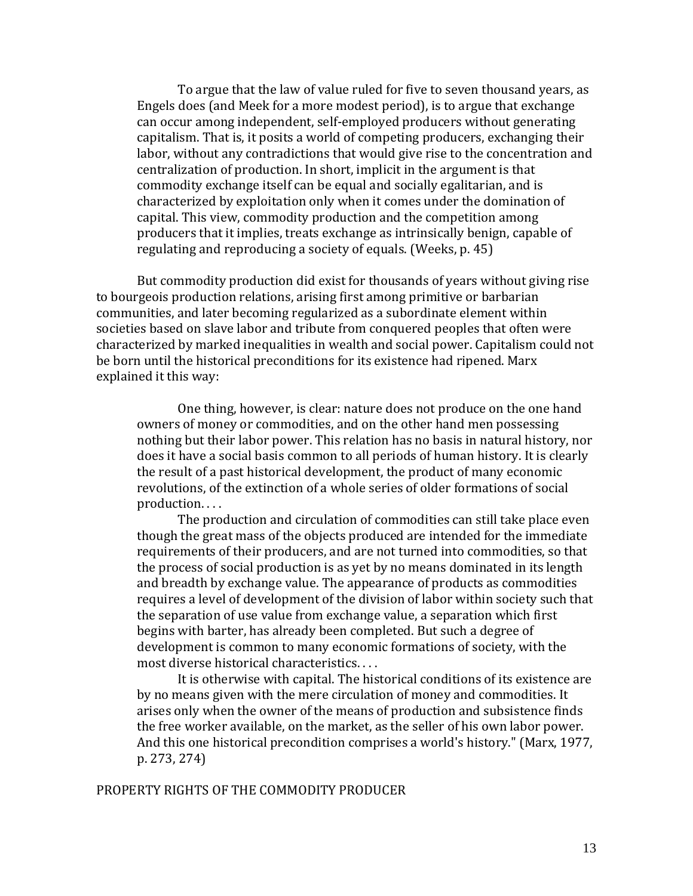> To argue that the law of value ruled for five to seven thousand years, as Engels does (and Meek for a more modest period), is to argue that exchange can occur among independent, self-employed producers without generating capitalism. That is, it posits a world of competing producers, exchanging their labor, without any contradictions that would give rise to the concentration and centralization of production. In short, implicit in the argument is that commodity exchange itself can be equal and socially egalitarian, and is characterized by exploitation only when it comes under the domination of capital. This view, commodity production and the competition among producers that it implies, treats exchange as intrinsically benign, capable of regulating and reproducing a society of equals. (Weeks, p. 45)

But commodity production did exist for thousands of years without giving rise to bourgeois production relations, arising first among primitive or barbarian communities, and later becoming regularized as a subordinate element within societies based on slave labor and tribute from conquered peoples that often were characterized by marked inequalities in wealth and social power. Capitalism could not be born until the historical preconditions for its existence had ripened. Marx explained it this way:

> One thing, however, is clear: nature does not produce on the one hand owners of money or commodities, and on the other hand men possessing nothing but their labor power. This relation has no basis in natural history, nor does it have a social basis common to all periods of human history. It is clearly the result of a past historical development, the product of many economic revolutions, of the extinction of a whole series of older formations of social production. . . .
>
> The production and circulation of commodities can still take place even though the great mass of the objects produced are intended for the immediate requirements of their producers, and are not turned into commodities, so that the process of social production is as yet by no means dominated in its length and breadth by exchange value. The appearance of products as commodities requires a level of development of the division of labor within society such that the separation of use value from exchange value, a separation which first begins with barter, has already been completed. But such a degree of development is common to many economic formations of society, with the most diverse historical characteristics. . . .
>
> It is otherwise with capital. The historical conditions of its existence are by no means given with the mere circulation of money and commodities. It arises only when the owner of the means of production and subsistence finds the free worker available, on the market, as the seller of his own labor power. And this one historical precondition comprises a world's history." (Marx, 1977, p. 273, 274)

## PROPERTY RIGHTS OF THE COMMODITY PRODUCER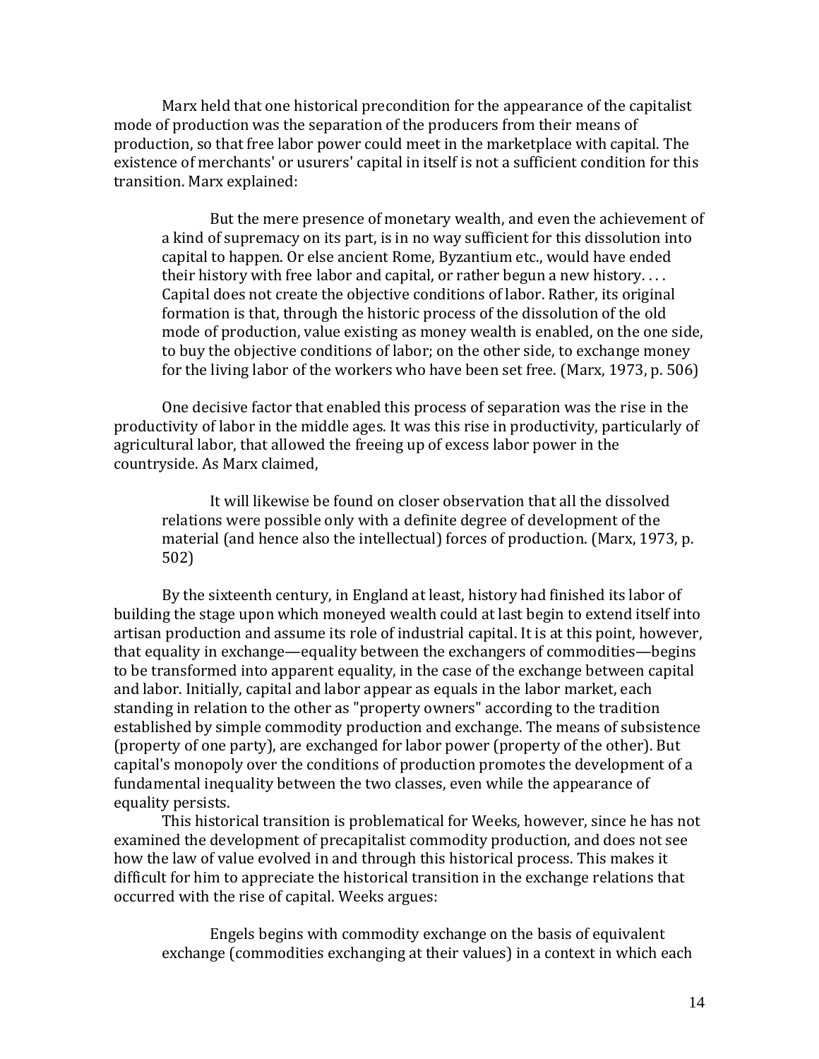Marx held that one historical precondition for the appearance of the capitalist mode of production was the separation of the producers from their means of production, so that free labor power could meet in the marketplace with capital. The existence of merchants' or usurers' capital in itself is not a sufficient condition for this transition. Marx explained:

> But the mere presence of monetary wealth, and even the achievement of a kind of supremacy on its part, is in no way sufficient for this dissolution into capital to happen. Or else ancient Rome, Byzantium etc., would have ended their history with free labor and capital, or rather begun a new history. . . . Capital does not create the objective conditions of labor. Rather, its original formation is that, through the historic process of the dissolution of the old mode of production, value existing as money wealth is enabled, on the one side, to buy the objective conditions of labor; on the other side, to exchange money for the living labor of the workers who have been set free. (Marx, 1973, p. 506)

One decisive factor that enabled this process of separation was the rise in the productivity of labor in the middle ages. It was this rise in productivity, particularly of agricultural labor, that allowed the freeing up of excess labor power in the countryside. As Marx claimed,

> It will likewise be found on closer observation that all the dissolved relations were possible only with a definite degree of development of the material (and hence also the intellectual) forces of production. (Marx, 1973, p. 502)

By the sixteenth century, in England at least, history had finished its labor of building the stage upon which moneyed wealth could at last begin to extend itself into artisan production and assume its role of industrial capital. It is at this point, however, that equality in exchange—equality between the exchangers of commodities—begins to be transformed into apparent equality, in the case of the exchange between capital and labor. Initially, capital and labor appear as equals in the labor market, each standing in relation to the other as "property owners" according to the tradition established by simple commodity production and exchange. The means of subsistence (property of one party), are exchanged for labor power (property of the other). But capital's monopoly over the conditions of production promotes the development of a fundamental inequality between the two classes, even while the appearance of equality persists.

This historical transition is problematical for Weeks, however, since he has not examined the development of precapitalist commodity production, and does not see how the law of value evolved in and through this historical process. This makes it difficult for him to appreciate the historical transition in the exchange relations that occurred with the rise of capital. Weeks argues:

> Engels begins with commodity exchange on the basis of equivalent exchange (commodities exchanging at their values) in a context in which each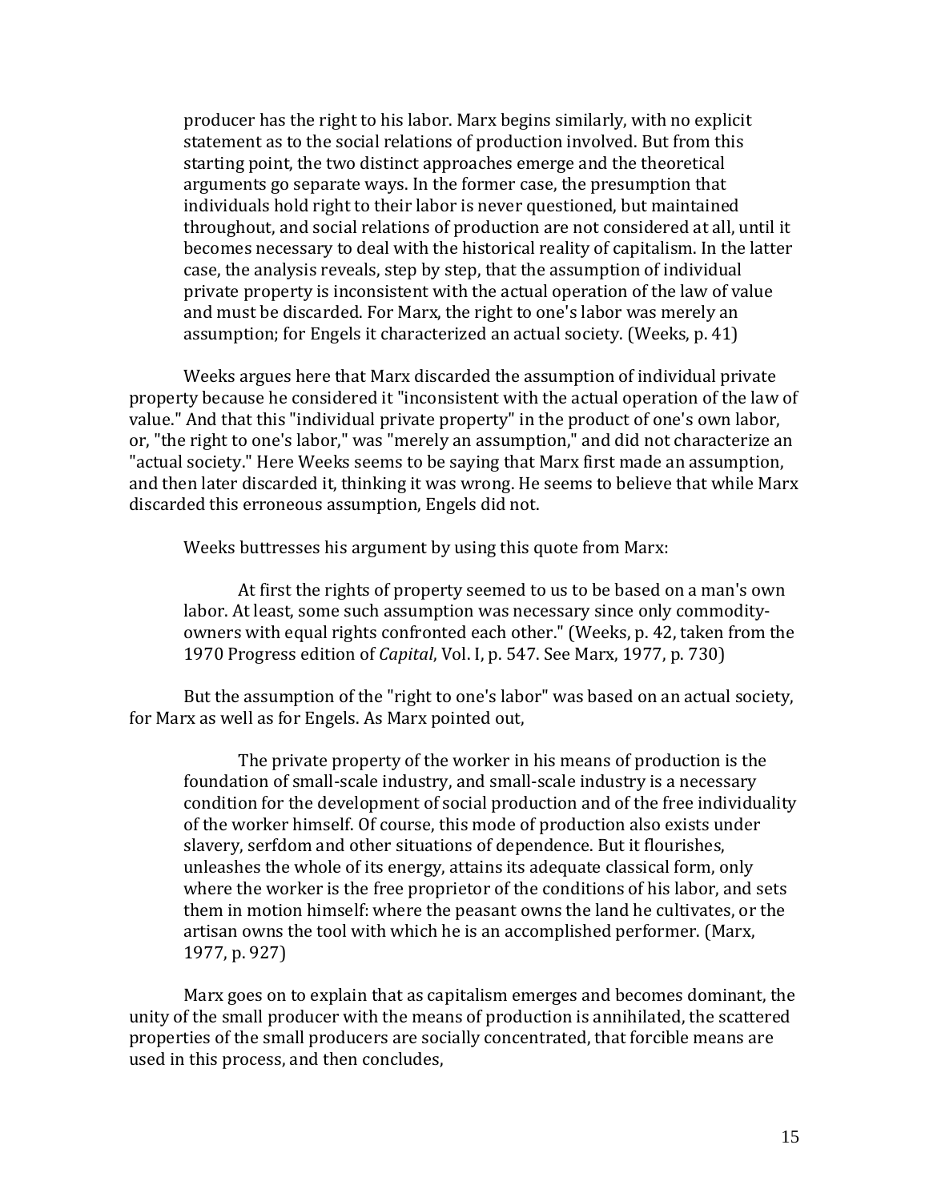> producer has the right to his labor. Marx begins similarly, with no explicit statement as to the social relations of production involved. But from this starting point, the two distinct approaches emerge and the theoretical arguments go separate ways. In the former case, the presumption that individuals hold right to their labor is never questioned, but maintained throughout, and social relations of production are not considered at all, until it becomes necessary to deal with the historical reality of capitalism. In the latter case, the analysis reveals, step by step, that the assumption of individual private property is inconsistent with the actual operation of the law of value and must be discarded. For Marx, the right to one's labor was merely an assumption; for Engels it characterized an actual society. (Weeks, p. 41)

Weeks argues here that Marx discarded the assumption of individual private property because he considered it "inconsistent with the actual operation of the law of value." And that this "individual private property" in the product of one's own labor, or, "the right to one's labor," was "merely an assumption," and did not characterize an "actual society." Here Weeks seems to be saying that Marx first made an assumption, and then later discarded it, thinking it was wrong. He seems to believe that while Marx discarded this erroneous assumption, Engels did not.

Weeks buttresses his argument by using this quote from Marx:

> At first the rights of property seemed to us to be based on a man's own labor. At least, some such assumption was necessary since only commodity-owners with equal rights confronted each other." (Weeks, p. 42, taken from the 1970 Progress edition of *Capital*, Vol. I, p. 547. See Marx, 1977, p. 730)

But the assumption of the "right to one's labor" was based on an actual society, for Marx as well as for Engels. As Marx pointed out,

> The private property of the worker in his means of production is the foundation of small-scale industry, and small-scale industry is a necessary condition for the development of social production and of the free individuality of the worker himself. Of course, this mode of production also exists under slavery, serfdom and other situations of dependence. But it flourishes, unleashes the whole of its energy, attains its adequate classical form, only where the worker is the free proprietor of the conditions of his labor, and sets them in motion himself: where the peasant owns the land he cultivates, or the artisan owns the tool with which he is an accomplished performer. (Marx, 1977, p. 927)

Marx goes on to explain that as capitalism emerges and becomes dominant, the unity of the small producer with the means of production is annihilated, the scattered properties of the small producers are socially concentrated, that forcible means are used in this process, and then concludes,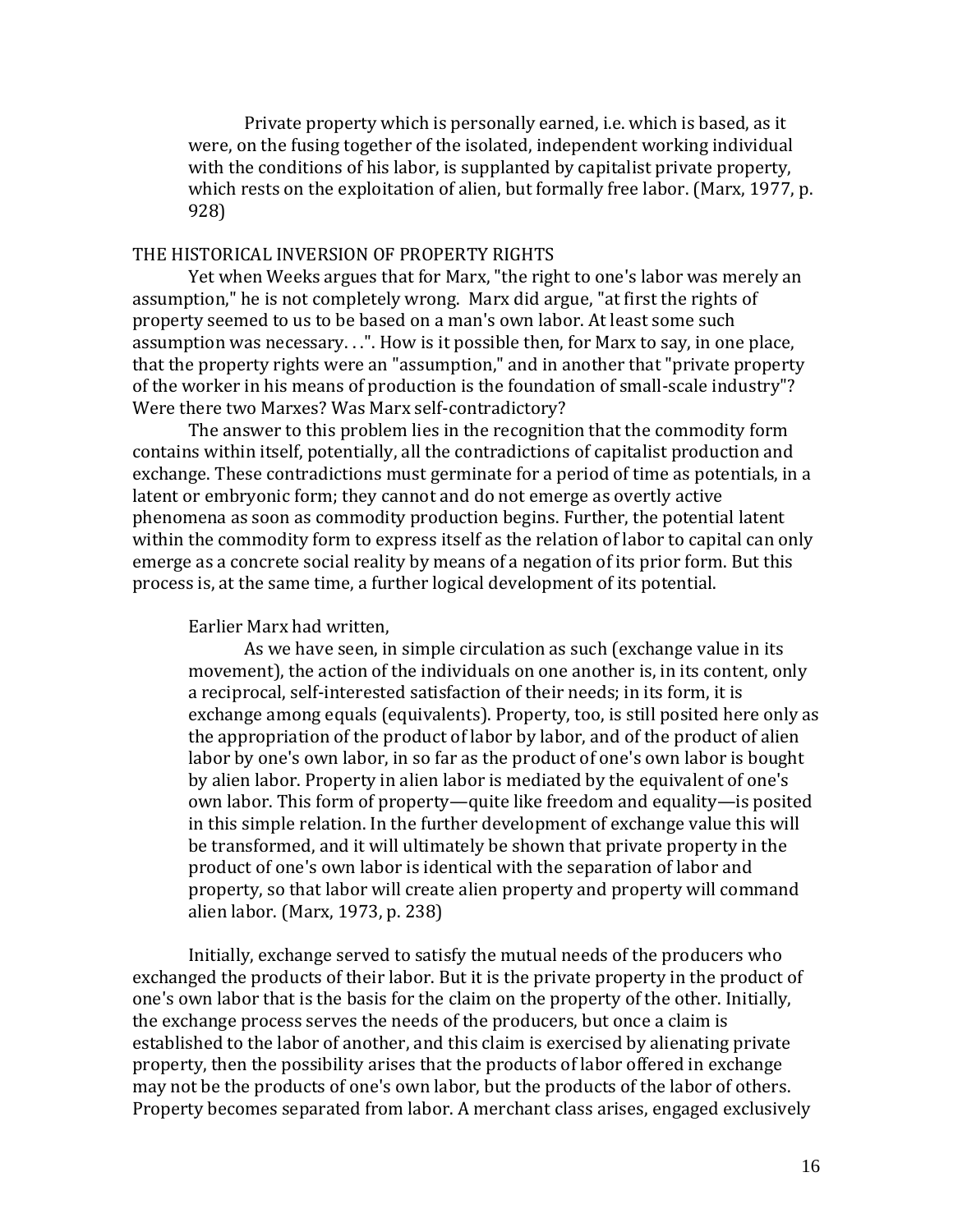> Private property which is personally earned, i.e. which is based, as it were, on the fusing together of the isolated, independent working individual with the conditions of his labor, is supplanted by capitalist private property, which rests on the exploitation of alien, but formally free labor. (Marx, 1977, p. 928)

## THE HISTORICAL INVERSION OF PROPERTY RIGHTS

Yet when Weeks argues that for Marx, "the right to one's labor was merely an assumption," he is not completely wrong. Marx did argue, "at first the rights of property seemed to us to be based on a man's own labor. At least some such assumption was necessary. . .". How is it possible then, for Marx to say, in one place, that the property rights were an "assumption," and in another that "private property of the worker in his means of production is the foundation of small-scale industry"? Were there two Marxes? Was Marx self-contradictory?

The answer to this problem lies in the recognition that the commodity form contains within itself, potentially, all the contradictions of capitalist production and exchange. These contradictions must germinate for a period of time as potentials, in a latent or embryonic form; they cannot and do not emerge as overtly active phenomena as soon as commodity production begins. Further, the potential latent within the commodity form to express itself as the relation of labor to capital can only emerge as a concrete social reality by means of a negation of its prior form. But this process is, at the same time, a further logical development of its potential.

Earlier Marx had written,

> As we have seen, in simple circulation as such (exchange value in its movement), the action of the individuals on one another is, in its content, only a reciprocal, self-interested satisfaction of their needs; in its form, it is exchange among equals (equivalents). Property, too, is still posited here only as the appropriation of the product of labor by labor, and of the product of alien labor by one's own labor, in so far as the product of one's own labor is bought by alien labor. Property in alien labor is mediated by the equivalent of one's own labor. This form of property—quite like freedom and equality—is posited in this simple relation. In the further development of exchange value this will be transformed, and it will ultimately be shown that private property in the product of one's own labor is identical with the separation of labor and property, so that labor will create alien property and property will command alien labor. (Marx, 1973, p. 238)

Initially, exchange served to satisfy the mutual needs of the producers who exchanged the products of their labor. But it is the private property in the product of one's own labor that is the basis for the claim on the property of the other. Initially, the exchange process serves the needs of the producers, but once a claim is established to the labor of another, and this claim is exercised by alienating private property, then the possibility arises that the products of labor offered in exchange may not be the products of one's own labor, but the products of the labor of others. Property becomes separated from labor. A merchant class arises, engaged exclusively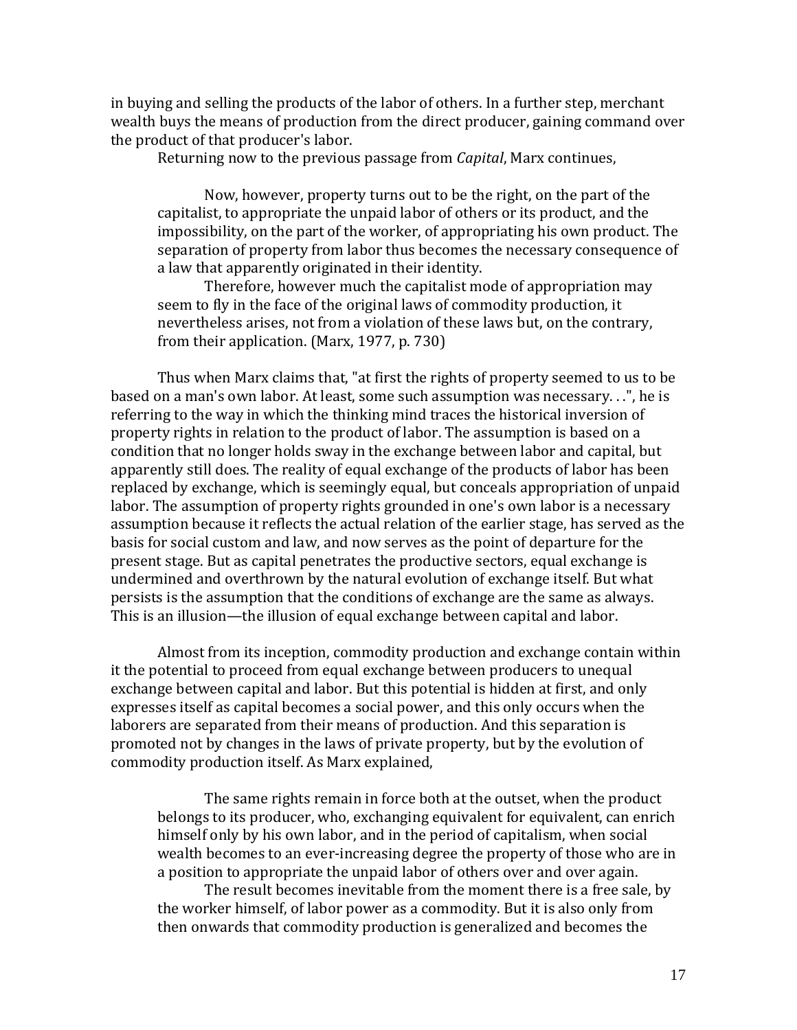in buying and selling the products of the labor of others. In a further step, merchant wealth buys the means of production from the direct producer, gaining command over the product of that producer's labor.

Returning now to the previous passage from *Capital*, Marx continues,

> Now, however, property turns out to be the right, on the part of the capitalist, to appropriate the unpaid labor of others or its product, and the impossibility, on the part of the worker, of appropriating his own product. The separation of property from labor thus becomes the necessary consequence of a law that apparently originated in their identity.
>
> Therefore, however much the capitalist mode of appropriation may seem to fly in the face of the original laws of commodity production, it nevertheless arises, not from a violation of these laws but, on the contrary, from their application. (Marx, 1977, p. 730)

Thus when Marx claims that, "at first the rights of property seemed to us to be based on a man's own labor. At least, some such assumption was necessary. . .", he is referring to the way in which the thinking mind traces the historical inversion of property rights in relation to the product of labor. The assumption is based on a condition that no longer holds sway in the exchange between labor and capital, but apparently still does. The reality of equal exchange of the products of labor has been replaced by exchange, which is seemingly equal, but conceals appropriation of unpaid labor. The assumption of property rights grounded in one's own labor is a necessary assumption because it reflects the actual relation of the earlier stage, has served as the basis for social custom and law, and now serves as the point of departure for the present stage. But as capital penetrates the productive sectors, equal exchange is undermined and overthrown by the natural evolution of exchange itself. But what persists is the assumption that the conditions of exchange are the same as always. This is an illusion—the illusion of equal exchange between capital and labor.

Almost from its inception, commodity production and exchange contain within it the potential to proceed from equal exchange between producers to unequal exchange between capital and labor. But this potential is hidden at first, and only expresses itself as capital becomes a social power, and this only occurs when the laborers are separated from their means of production. And this separation is promoted not by changes in the laws of private property, but by the evolution of commodity production itself. As Marx explained,

> The same rights remain in force both at the outset, when the product belongs to its producer, who, exchanging equivalent for equivalent, can enrich himself only by his own labor, and in the period of capitalism, when social wealth becomes to an ever-increasing degree the property of those who are in a position to appropriate the unpaid labor of others over and over again.
>
> The result becomes inevitable from the moment there is a free sale, by the worker himself, of labor power as a commodity. But it is also only from then onwards that commodity production is generalized and becomes the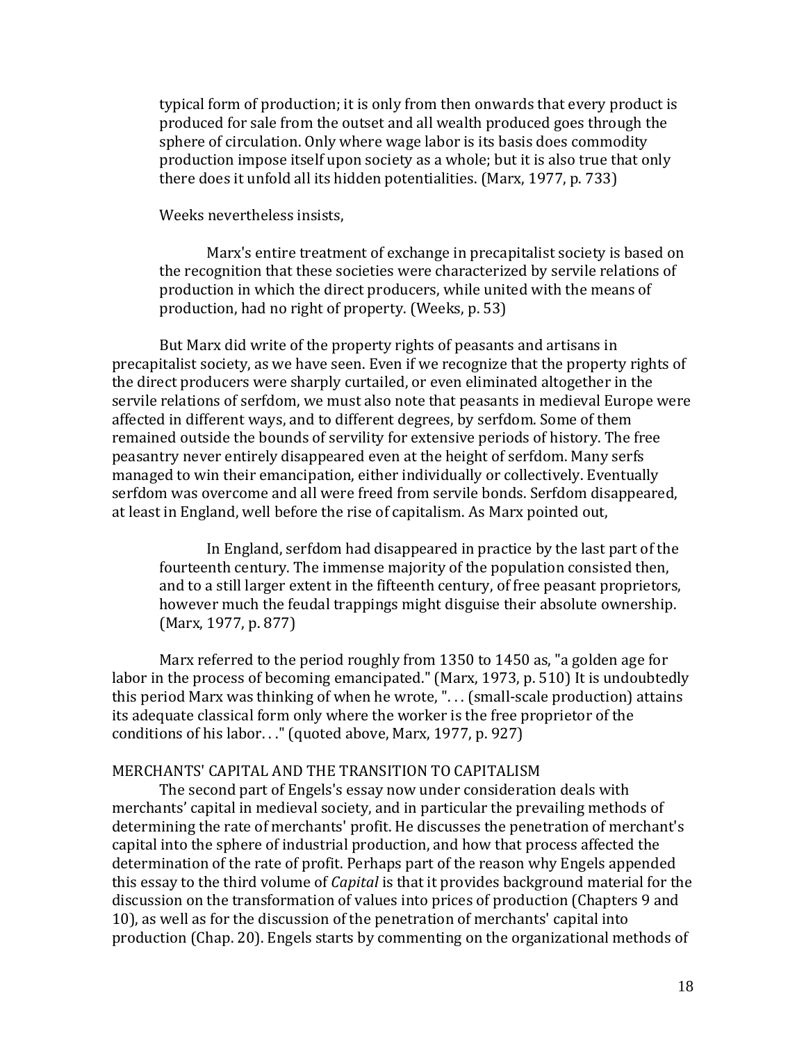> typical form of production; it is only from then onwards that every product is produced for sale from the outset and all wealth produced goes through the sphere of circulation. Only where wage labor is its basis does commodity production impose itself upon society as a whole; but it is also true that only there does it unfold all its hidden potentialities. (Marx, 1977, p. 733)

Weeks nevertheless insists,

> Marx's entire treatment of exchange in precapitalist society is based on the recognition that these societies were characterized by servile relations of production in which the direct producers, while united with the means of production, had no right of property. (Weeks, p. 53)

But Marx did write of the property rights of peasants and artisans in precapitalist society, as we have seen. Even if we recognize that the property rights of the direct producers were sharply curtailed, or even eliminated altogether in the servile relations of serfdom, we must also note that peasants in medieval Europe were affected in different ways, and to different degrees, by serfdom. Some of them remained outside the bounds of servility for extensive periods of history. The free peasantry never entirely disappeared even at the height of serfdom. Many serfs managed to win their emancipation, either individually or collectively. Eventually serfdom was overcome and all were freed from servile bonds. Serfdom disappeared, at least in England, well before the rise of capitalism. As Marx pointed out,

> In England, serfdom had disappeared in practice by the last part of the fourteenth century. The immense majority of the population consisted then, and to a still larger extent in the fifteenth century, of free peasant proprietors, however much the feudal trappings might disguise their absolute ownership. (Marx, 1977, p. 877)

Marx referred to the period roughly from 1350 to 1450 as, "a golden age for labor in the process of becoming emancipated." (Marx, 1973, p. 510) It is undoubtedly this period Marx was thinking of when he wrote, ". . . (small-scale production) attains its adequate classical form only where the worker is the free proprietor of the conditions of his labor. . ." (quoted above, Marx, 1977, p. 927)

## MERCHANTS' CAPITAL AND THE TRANSITION TO CAPITALISM

The second part of Engels's essay now under consideration deals with merchants' capital in medieval society, and in particular the prevailing methods of determining the rate of merchants' profit. He discusses the penetration of merchant's capital into the sphere of industrial production, and how that process affected the determination of the rate of profit. Perhaps part of the reason why Engels appended this essay to the third volume of *Capital* is that it provides background material for the discussion on the transformation of values into prices of production (Chapters 9 and 10), as well as for the discussion of the penetration of merchants' capital into production (Chap. 20). Engels starts by commenting on the organizational methods of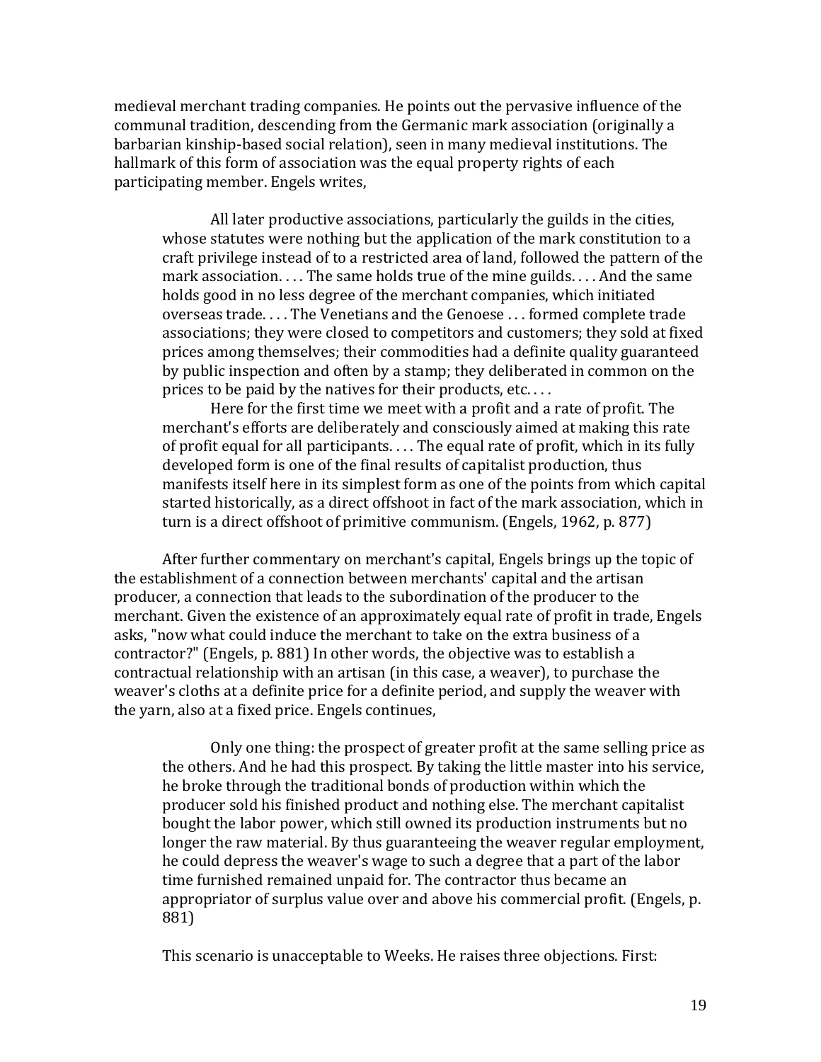medieval merchant trading companies. He points out the pervasive influence of the communal tradition, descending from the Germanic mark association (originally a barbarian kinship-based social relation), seen in many medieval institutions. The hallmark of this form of association was the equal property rights of each participating member. Engels writes,

> All later productive associations, particularly the guilds in the cities, whose statutes were nothing but the application of the mark constitution to a craft privilege instead of to a restricted area of land, followed the pattern of the mark association. . . . The same holds true of the mine guilds. . . . And the same holds good in no less degree of the merchant companies, which initiated overseas trade. . . . The Venetians and the Genoese . . . formed complete trade associations; they were closed to competitors and customers; they sold at fixed prices among themselves; their commodities had a definite quality guaranteed by public inspection and often by a stamp; they deliberated in common on the prices to be paid by the natives for their products, etc. . . .
>
> Here for the first time we meet with a profit and a rate of profit. The merchant's efforts are deliberately and consciously aimed at making this rate of profit equal for all participants. . . . The equal rate of profit, which in its fully developed form is one of the final results of capitalist production, thus manifests itself here in its simplest form as one of the points from which capital started historically, as a direct offshoot in fact of the mark association, which in turn is a direct offshoot of primitive communism. (Engels, 1962, p. 877)

After further commentary on merchant's capital, Engels brings up the topic of the establishment of a connection between merchants' capital and the artisan producer, a connection that leads to the subordination of the producer to the merchant. Given the existence of an approximately equal rate of profit in trade, Engels asks, "now what could induce the merchant to take on the extra business of a contractor?" (Engels, p. 881) In other words, the objective was to establish a contractual relationship with an artisan (in this case, a weaver), to purchase the weaver's cloths at a definite price for a definite period, and supply the weaver with the yarn, also at a fixed price. Engels continues,

> Only one thing: the prospect of greater profit at the same selling price as the others. And he had this prospect. By taking the little master into his service, he broke through the traditional bonds of production within which the producer sold his finished product and nothing else. The merchant capitalist bought the labor power, which still owned its production instruments but no longer the raw material. By thus guaranteeing the weaver regular employment, he could depress the weaver's wage to such a degree that a part of the labor time furnished remained unpaid for. The contractor thus became an appropriator of surplus value over and above his commercial profit. (Engels, p. 881)

This scenario is unacceptable to Weeks. He raises three objections. First: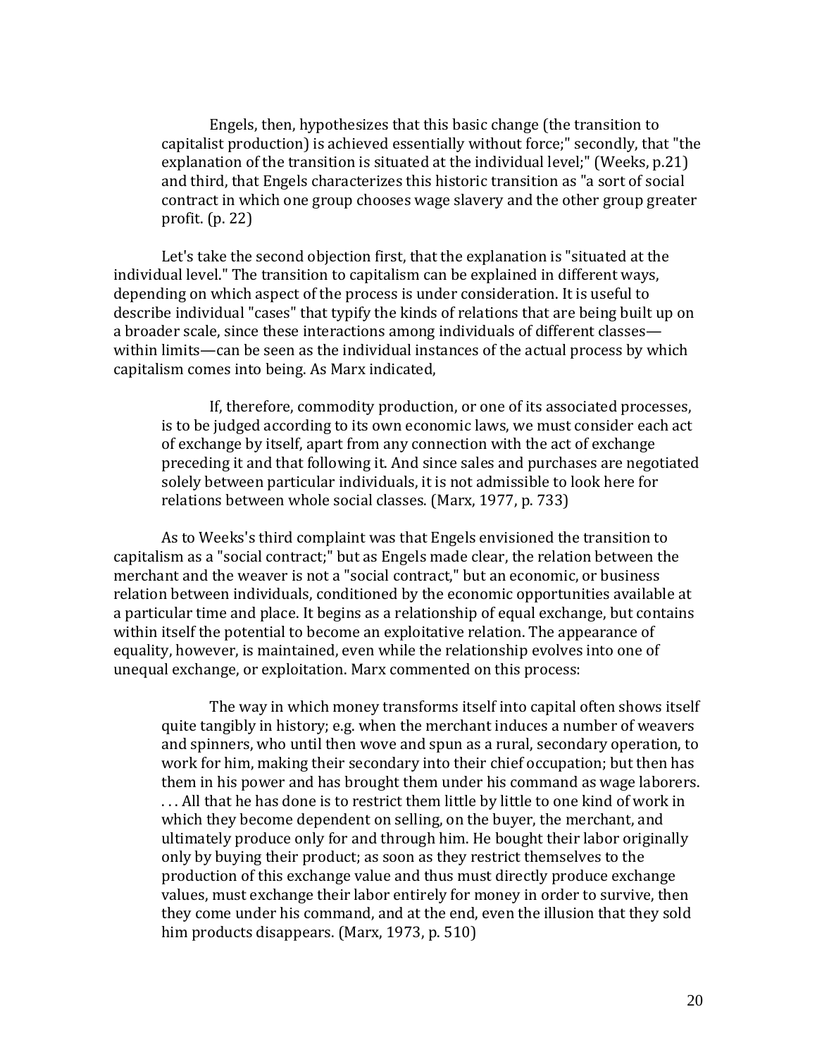> Engels, then, hypothesizes that this basic change (the transition to capitalist production) is achieved essentially without force;" secondly, that "the explanation of the transition is situated at the individual level;" (Weeks, p.21) and third, that Engels characterizes this historic transition as "a sort of social contract in which one group chooses wage slavery and the other group greater profit. (p. 22)

Let's take the second objection first, that the explanation is "situated at the individual level." The transition to capitalism can be explained in different ways, depending on which aspect of the process is under consideration. It is useful to describe individual "cases" that typify the kinds of relations that are being built up on a broader scale, since these interactions among individuals of different classes—within limits—can be seen as the individual instances of the actual process by which capitalism comes into being. As Marx indicated,

> If, therefore, commodity production, or one of its associated processes, is to be judged according to its own economic laws, we must consider each act of exchange by itself, apart from any connection with the act of exchange preceding it and that following it. And since sales and purchases are negotiated solely between particular individuals, it is not admissible to look here for relations between whole social classes. (Marx, 1977, p. 733)

As to Weeks's third complaint was that Engels envisioned the transition to capitalism as a "social contract;" but as Engels made clear, the relation between the merchant and the weaver is not a "social contract," but an economic, or business relation between individuals, conditioned by the economic opportunities available at a particular time and place. It begins as a relationship of equal exchange, but contains within itself the potential to become an exploitative relation. The appearance of equality, however, is maintained, even while the relationship evolves into one of unequal exchange, or exploitation. Marx commented on this process:

> The way in which money transforms itself into capital often shows itself quite tangibly in history; e.g. when the merchant induces a number of weavers and spinners, who until then wove and spun as a rural, secondary operation, to work for him, making their secondary into their chief occupation; but then has them in his power and has brought them under his command as wage laborers. . . . All that he has done is to restrict them little by little to one kind of work in which they become dependent on selling, on the buyer, the merchant, and ultimately produce only for and through him. He bought their labor originally only by buying their product; as soon as they restrict themselves to the production of this exchange value and thus must directly produce exchange values, must exchange their labor entirely for money in order to survive, then they come under his command, and at the end, even the illusion that they sold him products disappears. (Marx, 1973, p. 510)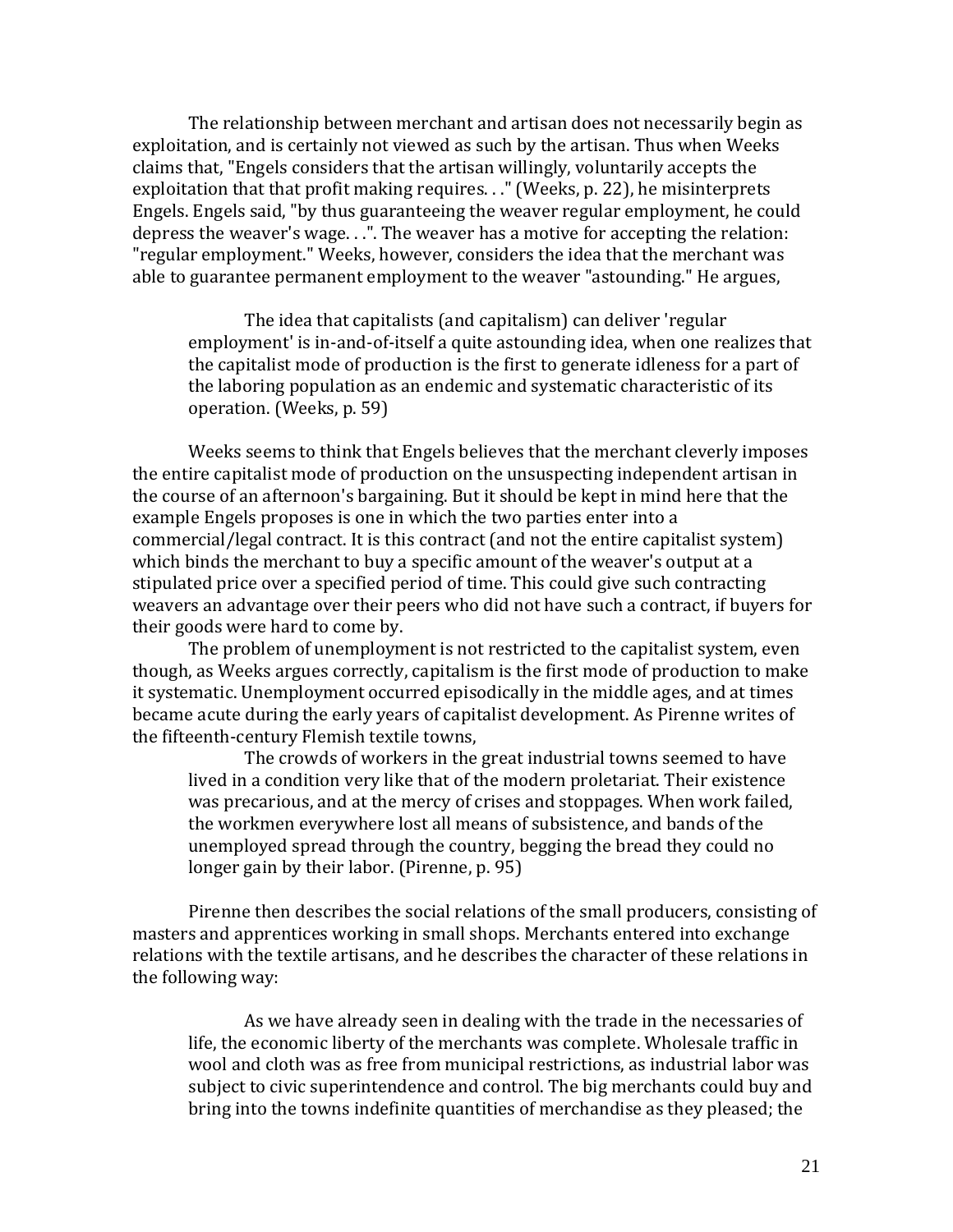The relationship between merchant and artisan does not necessarily begin as exploitation, and is certainly not viewed as such by the artisan. Thus when Weeks claims that, "Engels considers that the artisan willingly, voluntarily accepts the exploitation that that profit making requires. . ." (Weeks, p. 22), he misinterprets Engels. Engels said, "by thus guaranteeing the weaver regular employment, he could depress the weaver's wage. . .". The weaver has a motive for accepting the relation: "regular employment." Weeks, however, considers the idea that the merchant was able to guarantee permanent employment to the weaver "astounding." He argues,

> The idea that capitalists (and capitalism) can deliver 'regular employment' is in-and-of-itself a quite astounding idea, when one realizes that the capitalist mode of production is the first to generate idleness for a part of the laboring population as an endemic and systematic characteristic of its operation. (Weeks, p. 59)

Weeks seems to think that Engels believes that the merchant cleverly imposes the entire capitalist mode of production on the unsuspecting independent artisan in the course of an afternoon's bargaining. But it should be kept in mind here that the example Engels proposes is one in which the two parties enter into a commercial/legal contract. It is this contract (and not the entire capitalist system) which binds the merchant to buy a specific amount of the weaver's output at a stipulated price over a specified period of time. This could give such contracting weavers an advantage over their peers who did not have such a contract, if buyers for their goods were hard to come by.

The problem of unemployment is not restricted to the capitalist system, even though, as Weeks argues correctly, capitalism is the first mode of production to make it systematic. Unemployment occurred episodically in the middle ages, and at times became acute during the early years of capitalist development. As Pirenne writes of the fifteenth-century Flemish textile towns,

> The crowds of workers in the great industrial towns seemed to have lived in a condition very like that of the modern proletariat. Their existence was precarious, and at the mercy of crises and stoppages. When work failed, the workmen everywhere lost all means of subsistence, and bands of the unemployed spread through the country, begging the bread they could no longer gain by their labor. (Pirenne, p. 95)

Pirenne then describes the social relations of the small producers, consisting of masters and apprentices working in small shops. Merchants entered into exchange relations with the textile artisans, and he describes the character of these relations in the following way:

> As we have already seen in dealing with the trade in the necessaries of life, the economic liberty of the merchants was complete. Wholesale traffic in wool and cloth was as free from municipal restrictions, as industrial labor was subject to civic superintendence and control. The big merchants could buy and bring into the towns indefinite quantities of merchandise as they pleased; the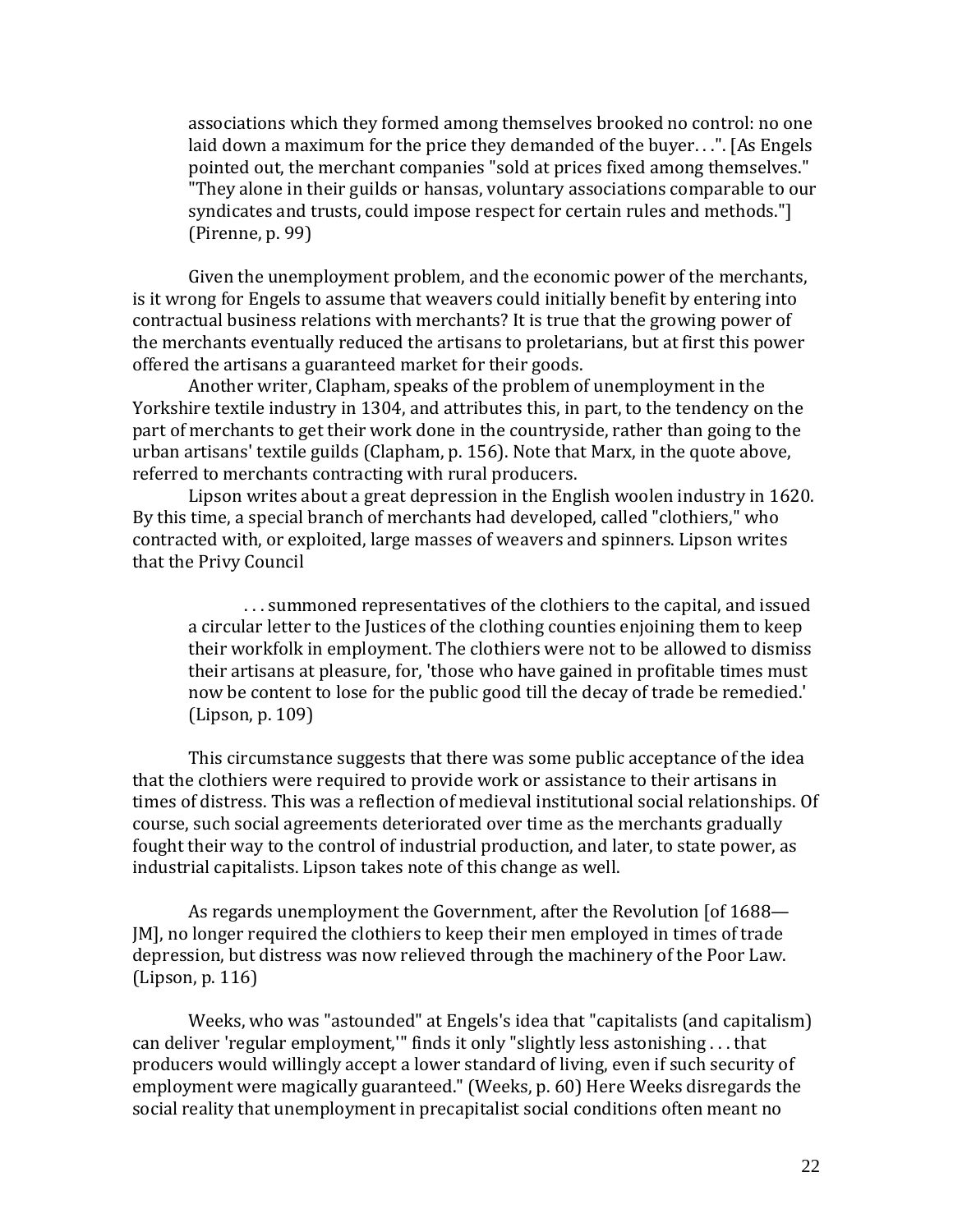> associations which they formed among themselves brooked no control: no one laid down a maximum for the price they demanded of the buyer. . .". [As Engels pointed out, the merchant companies "sold at prices fixed among themselves." "They alone in their guilds or hansas, voluntary associations comparable to our syndicates and trusts, could impose respect for certain rules and methods."] (Pirenne, p. 99)

Given the unemployment problem, and the economic power of the merchants, is it wrong for Engels to assume that weavers could initially benefit by entering into contractual business relations with merchants? It is true that the growing power of the merchants eventually reduced the artisans to proletarians, but at first this power offered the artisans a guaranteed market for their goods.

Another writer, Clapham, speaks of the problem of unemployment in the Yorkshire textile industry in 1304, and attributes this, in part, to the tendency on the part of merchants to get their work done in the countryside, rather than going to the urban artisans' textile guilds (Clapham, p. 156). Note that Marx, in the quote above, referred to merchants contracting with rural producers.

Lipson writes about a great depression in the English woolen industry in 1620. By this time, a special branch of merchants had developed, called "clothiers," who contracted with, or exploited, large masses of weavers and spinners. Lipson writes that the Privy Council

> . . . summoned representatives of the clothiers to the capital, and issued a circular letter to the Justices of the clothing counties enjoining them to keep their workfolk in employment. The clothiers were not to be allowed to dismiss their artisans at pleasure, for, 'those who have gained in profitable times must now be content to lose for the public good till the decay of trade be remedied.' (Lipson, p. 109)

This circumstance suggests that there was some public acceptance of the idea that the clothiers were required to provide work or assistance to their artisans in times of distress. This was a reflection of medieval institutional social relationships. Of course, such social agreements deteriorated over time as the merchants gradually fought their way to the control of industrial production, and later, to state power, as industrial capitalists. Lipson takes note of this change as well.

> As regards unemployment the Government, after the Revolution [of 1688—JM], no longer required the clothiers to keep their men employed in times of trade depression, but distress was now relieved through the machinery of the Poor Law. (Lipson, p. 116)

Weeks, who was "astounded" at Engels's idea that "capitalists (and capitalism) can deliver 'regular employment,'" finds it only "slightly less astonishing . . . that producers would willingly accept a lower standard of living, even if such security of employment were magically guaranteed." (Weeks, p. 60) Here Weeks disregards the social reality that unemployment in precapitalist social conditions often meant no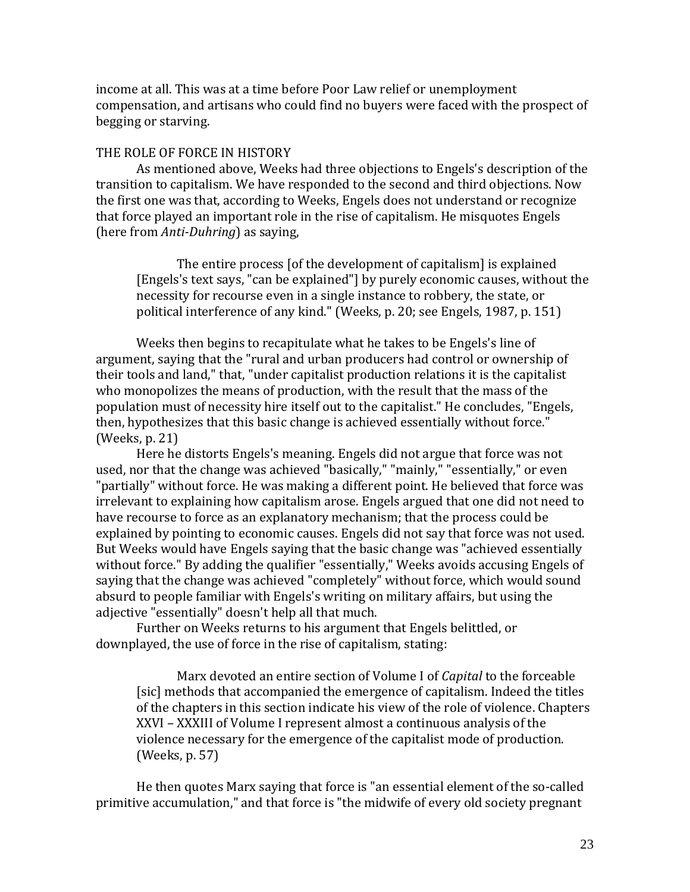income at all. This was at a time before Poor Law relief or unemployment compensation, and artisans who could find no buyers were faced with the prospect of begging or starving.

## THE ROLE OF FORCE IN HISTORY

As mentioned above, Weeks had three objections to Engels's description of the transition to capitalism. We have responded to the second and third objections. Now the first one was that, according to Weeks, Engels does not understand or recognize that force played an important role in the rise of capitalism. He misquotes Engels (here from *Anti-Duhring*) as saying,

> The entire process [of the development of capitalism] is explained [Engels's text says, "can be explained"] by purely economic causes, without the necessity for recourse even in a single instance to robbery, the state, or political interference of any kind." (Weeks, p. 20; see Engels, 1987, p. 151)

Weeks then begins to recapitulate what he takes to be Engels's line of argument, saying that the "rural and urban producers had control or ownership of their tools and land," that, "under capitalist production relations it is the capitalist who monopolizes the means of production, with the result that the mass of the population must of necessity hire itself out to the capitalist." He concludes, "Engels, then, hypothesizes that this basic change is achieved essentially without force." (Weeks, p. 21)

Here he distorts Engels's meaning. Engels did not argue that force was not used, nor that the change was achieved "basically," "mainly," "essentially," or even "partially" without force. He was making a different point. He believed that force was irrelevant to explaining how capitalism arose. Engels argued that one did not need to have recourse to force as an explanatory mechanism; that the process could be explained by pointing to economic causes. Engels did not say that force was not used. But Weeks would have Engels saying that the basic change was "achieved essentially without force." By adding the qualifier "essentially," Weeks avoids accusing Engels of saying that the change was achieved "completely" without force, which would sound absurd to people familiar with Engels's writing on military affairs, but using the adjective "essentially" doesn't help all that much.

Further on Weeks returns to his argument that Engels belittled, or downplayed, the use of force in the rise of capitalism, stating:

> Marx devoted an entire section of Volume I of *Capital* to the forceable [sic] methods that accompanied the emergence of capitalism. Indeed the titles of the chapters in this section indicate his view of the role of violence. Chapters XXVI – XXXIII of Volume I represent almost a continuous analysis of the violence necessary for the emergence of the capitalist mode of production. (Weeks, p. 57)

He then quotes Marx saying that force is "an essential element of the so-called primitive accumulation," and that force is "the midwife of every old society pregnant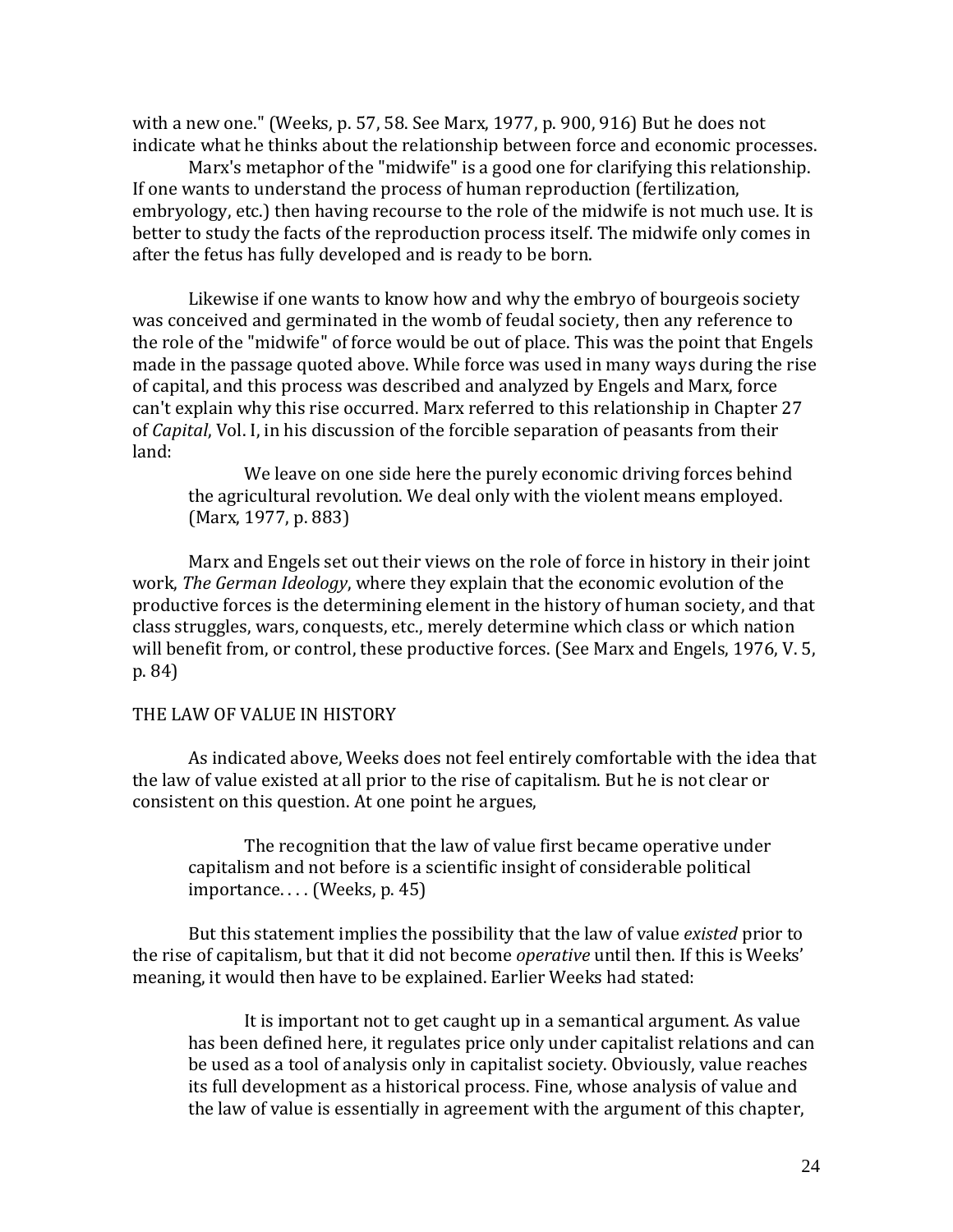with a new one." (Weeks, p. 57, 58. See Marx, 1977, p. 900, 916) But he does not indicate what he thinks about the relationship between force and economic processes.

Marx's metaphor of the "midwife" is a good one for clarifying this relationship. If one wants to understand the process of human reproduction (fertilization, embryology, etc.) then having recourse to the role of the midwife is not much use. It is better to study the facts of the reproduction process itself. The midwife only comes in after the fetus has fully developed and is ready to be born.

Likewise if one wants to know how and why the embryo of bourgeois society was conceived and germinated in the womb of feudal society, then any reference to the role of the "midwife" of force would be out of place. This was the point that Engels made in the passage quoted above. While force was used in many ways during the rise of capital, and this process was described and analyzed by Engels and Marx, force can't explain why this rise occurred. Marx referred to this relationship in Chapter 27 of *Capital*, Vol. I, in his discussion of the forcible separation of peasants from their land:

> We leave on one side here the purely economic driving forces behind the agricultural revolution. We deal only with the violent means employed. (Marx, 1977, p. 883)

Marx and Engels set out their views on the role of force in history in their joint work, *The German Ideology*, where they explain that the economic evolution of the productive forces is the determining element in the history of human society, and that class struggles, wars, conquests, etc., merely determine which class or which nation will benefit from, or control, these productive forces. (See Marx and Engels, 1976, V. 5, p. 84)

## THE LAW OF VALUE IN HISTORY

As indicated above, Weeks does not feel entirely comfortable with the idea that the law of value existed at all prior to the rise of capitalism. But he is not clear or consistent on this question. At one point he argues,

> The recognition that the law of value first became operative under capitalism and not before is a scientific insight of considerable political importance. . . . (Weeks, p. 45)

But this statement implies the possibility that the law of value *existed* prior to the rise of capitalism, but that it did not become *operative* until then. If this is Weeks' meaning, it would then have to be explained. Earlier Weeks had stated:

> It is important not to get caught up in a semantical argument. As value has been defined here, it regulates price only under capitalist relations and can be used as a tool of analysis only in capitalist society. Obviously, value reaches its full development as a historical process. Fine, whose analysis of value and the law of value is essentially in agreement with the argument of this chapter,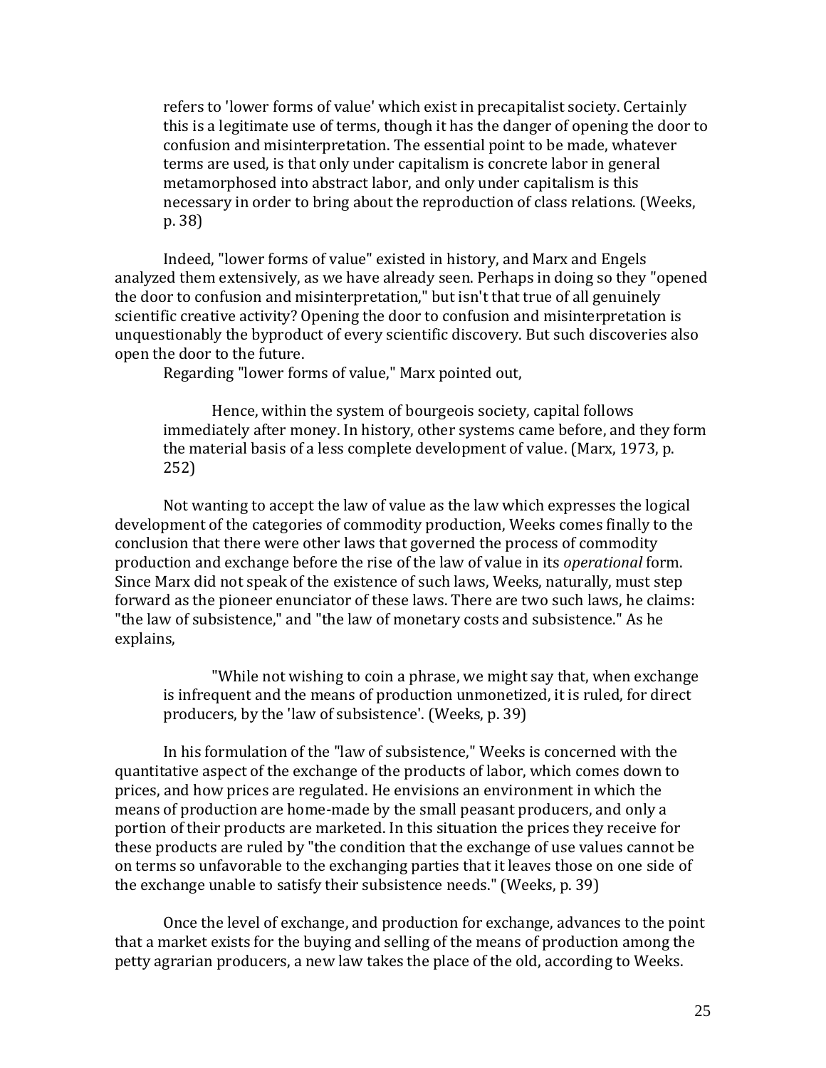> refers to 'lower forms of value' which exist in precapitalist society. Certainly this is a legitimate use of terms, though it has the danger of opening the door to confusion and misinterpretation. The essential point to be made, whatever terms are used, is that only under capitalism is concrete labor in general metamorphosed into abstract labor, and only under capitalism is this necessary in order to bring about the reproduction of class relations. (Weeks, p. 38)

Indeed, "lower forms of value" existed in history, and Marx and Engels analyzed them extensively, as we have already seen. Perhaps in doing so they "opened the door to confusion and misinterpretation," but isn't that true of all genuinely scientific creative activity? Opening the door to confusion and misinterpretation is unquestionably the byproduct of every scientific discovery. But such discoveries also open the door to the future.

Regarding "lower forms of value," Marx pointed out,

> Hence, within the system of bourgeois society, capital follows immediately after money. In history, other systems came before, and they form the material basis of a less complete development of value. (Marx, 1973, p. 252)

Not wanting to accept the law of value as the law which expresses the logical development of the categories of commodity production, Weeks comes finally to the conclusion that there were other laws that governed the process of commodity production and exchange before the rise of the law of value in its *operational* form. Since Marx did not speak of the existence of such laws, Weeks, naturally, must step forward as the pioneer enunciator of these laws. There are two such laws, he claims: "the law of subsistence," and "the law of monetary costs and subsistence." As he explains,

> "While not wishing to coin a phrase, we might say that, when exchange is infrequent and the means of production unmonetized, it is ruled, for direct producers, by the 'law of subsistence'. (Weeks, p. 39)

In his formulation of the "law of subsistence," Weeks is concerned with the quantitative aspect of the exchange of the products of labor, which comes down to prices, and how prices are regulated. He envisions an environment in which the means of production are home-made by the small peasant producers, and only a portion of their products are marketed. In this situation the prices they receive for these products are ruled by "the condition that the exchange of use values cannot be on terms so unfavorable to the exchanging parties that it leaves those on one side of the exchange unable to satisfy their subsistence needs." (Weeks, p. 39)

Once the level of exchange, and production for exchange, advances to the point that a market exists for the buying and selling of the means of production among the petty agrarian producers, a new law takes the place of the old, according to Weeks.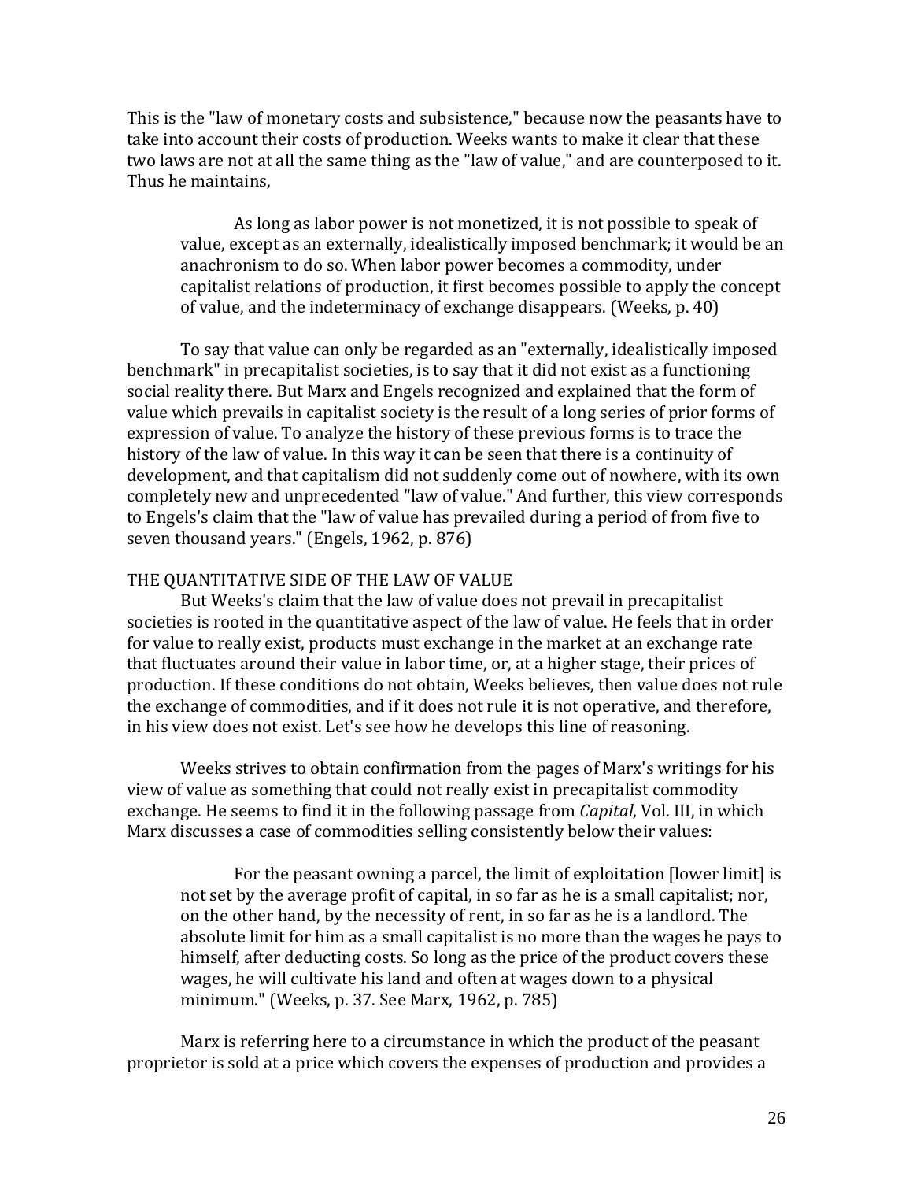This is the "law of monetary costs and subsistence," because now the peasants have to take into account their costs of production. Weeks wants to make it clear that these two laws are not at all the same thing as the "law of value," and are counterposed to it. Thus he maintains,

> As long as labor power is not monetized, it is not possible to speak of value, except as an externally, idealistically imposed benchmark; it would be an anachronism to do so. When labor power becomes a commodity, under capitalist relations of production, it first becomes possible to apply the concept of value, and the indeterminacy of exchange disappears. (Weeks, p. 40)

To say that value can only be regarded as an "externally, idealistically imposed benchmark" in precapitalist societies, is to say that it did not exist as a functioning social reality there. But Marx and Engels recognized and explained that the form of value which prevails in capitalist society is the result of a long series of prior forms of expression of value. To analyze the history of these previous forms is to trace the history of the law of value. In this way it can be seen that there is a continuity of development, and that capitalism did not suddenly come out of nowhere, with its own completely new and unprecedented "law of value." And further, this view corresponds to Engels's claim that the "law of value has prevailed during a period of from five to seven thousand years." (Engels, 1962, p. 876)

## THE QUANTITATIVE SIDE OF THE LAW OF VALUE

But Weeks's claim that the law of value does not prevail in precapitalist societies is rooted in the quantitative aspect of the law of value. He feels that in order for value to really exist, products must exchange in the market at an exchange rate that fluctuates around their value in labor time, or, at a higher stage, their prices of production. If these conditions do not obtain, Weeks believes, then value does not rule the exchange of commodities, and if it does not rule it is not operative, and therefore, in his view does not exist. Let's see how he develops this line of reasoning.

Weeks strives to obtain confirmation from the pages of Marx's writings for his view of value as something that could not really exist in precapitalist commodity exchange. He seems to find it in the following passage from *Capital*, Vol. III, in which Marx discusses a case of commodities selling consistently below their values:

> For the peasant owning a parcel, the limit of exploitation [lower limit] is not set by the average profit of capital, in so far as he is a small capitalist; nor, on the other hand, by the necessity of rent, in so far as he is a landlord. The absolute limit for him as a small capitalist is no more than the wages he pays to himself, after deducting costs. So long as the price of the product covers these wages, he will cultivate his land and often at wages down to a physical minimum." (Weeks, p. 37. See Marx, 1962, p. 785)

Marx is referring here to a circumstance in which the product of the peasant proprietor is sold at a price which covers the expenses of production and provides a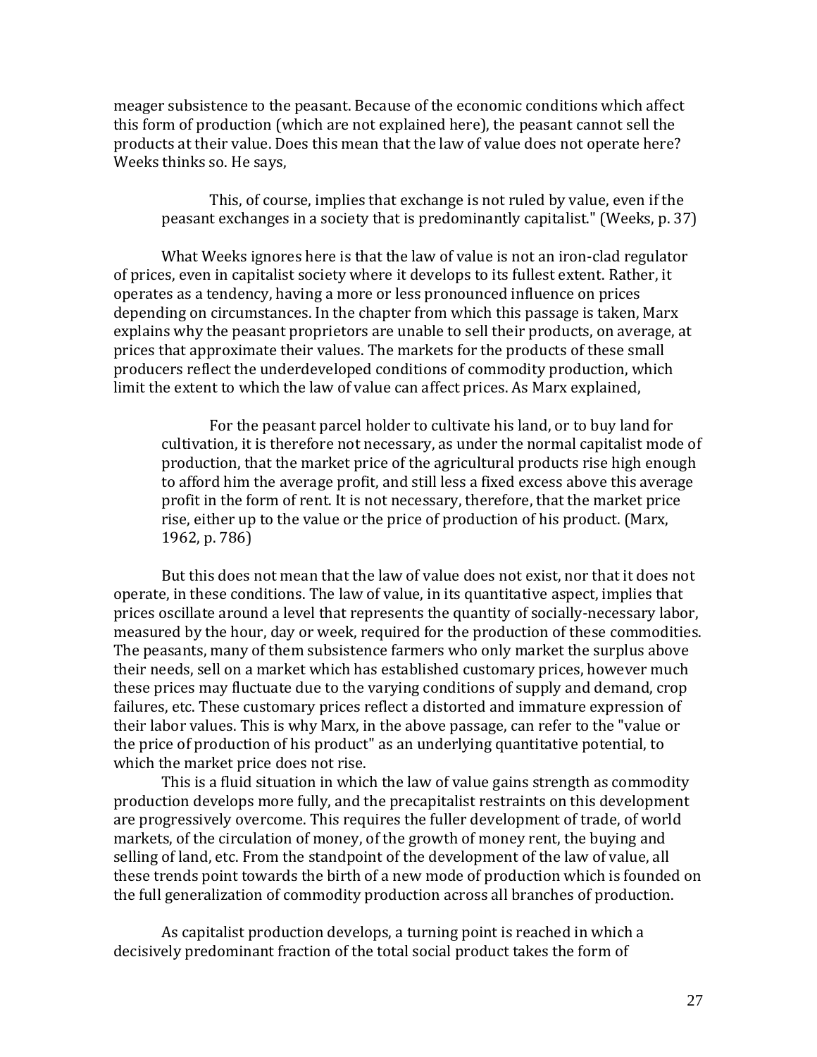meager subsistence to the peasant. Because of the economic conditions which affect this form of production (which are not explained here), the peasant cannot sell the products at their value. Does this mean that the law of value does not operate here? Weeks thinks so. He says,

> This, of course, implies that exchange is not ruled by value, even if the peasant exchanges in a society that is predominantly capitalist." (Weeks, p. 37)

What Weeks ignores here is that the law of value is not an iron-clad regulator of prices, even in capitalist society where it develops to its fullest extent. Rather, it operates as a tendency, having a more or less pronounced influence on prices depending on circumstances. In the chapter from which this passage is taken, Marx explains why the peasant proprietors are unable to sell their products, on average, at prices that approximate their values. The markets for the products of these small producers reflect the underdeveloped conditions of commodity production, which limit the extent to which the law of value can affect prices. As Marx explained,

> For the peasant parcel holder to cultivate his land, or to buy land for cultivation, it is therefore not necessary, as under the normal capitalist mode of production, that the market price of the agricultural products rise high enough to afford him the average profit, and still less a fixed excess above this average profit in the form of rent. It is not necessary, therefore, that the market price rise, either up to the value or the price of production of his product. (Marx, 1962, p. 786)

But this does not mean that the law of value does not exist, nor that it does not operate, in these conditions. The law of value, in its quantitative aspect, implies that prices oscillate around a level that represents the quantity of socially-necessary labor, measured by the hour, day or week, required for the production of these commodities. The peasants, many of them subsistence farmers who only market the surplus above their needs, sell on a market which has established customary prices, however much these prices may fluctuate due to the varying conditions of supply and demand, crop failures, etc. These customary prices reflect a distorted and immature expression of their labor values. This is why Marx, in the above passage, can refer to the "value or the price of production of his product" as an underlying quantitative potential, to which the market price does not rise.

This is a fluid situation in which the law of value gains strength as commodity production develops more fully, and the precapitalist restraints on this development are progressively overcome. This requires the fuller development of trade, of world markets, of the circulation of money, of the growth of money rent, the buying and selling of land, etc. From the standpoint of the development of the law of value, all these trends point towards the birth of a new mode of production which is founded on the full generalization of commodity production across all branches of production.

As capitalist production develops, a turning point is reached in which a decisively predominant fraction of the total social product takes the form of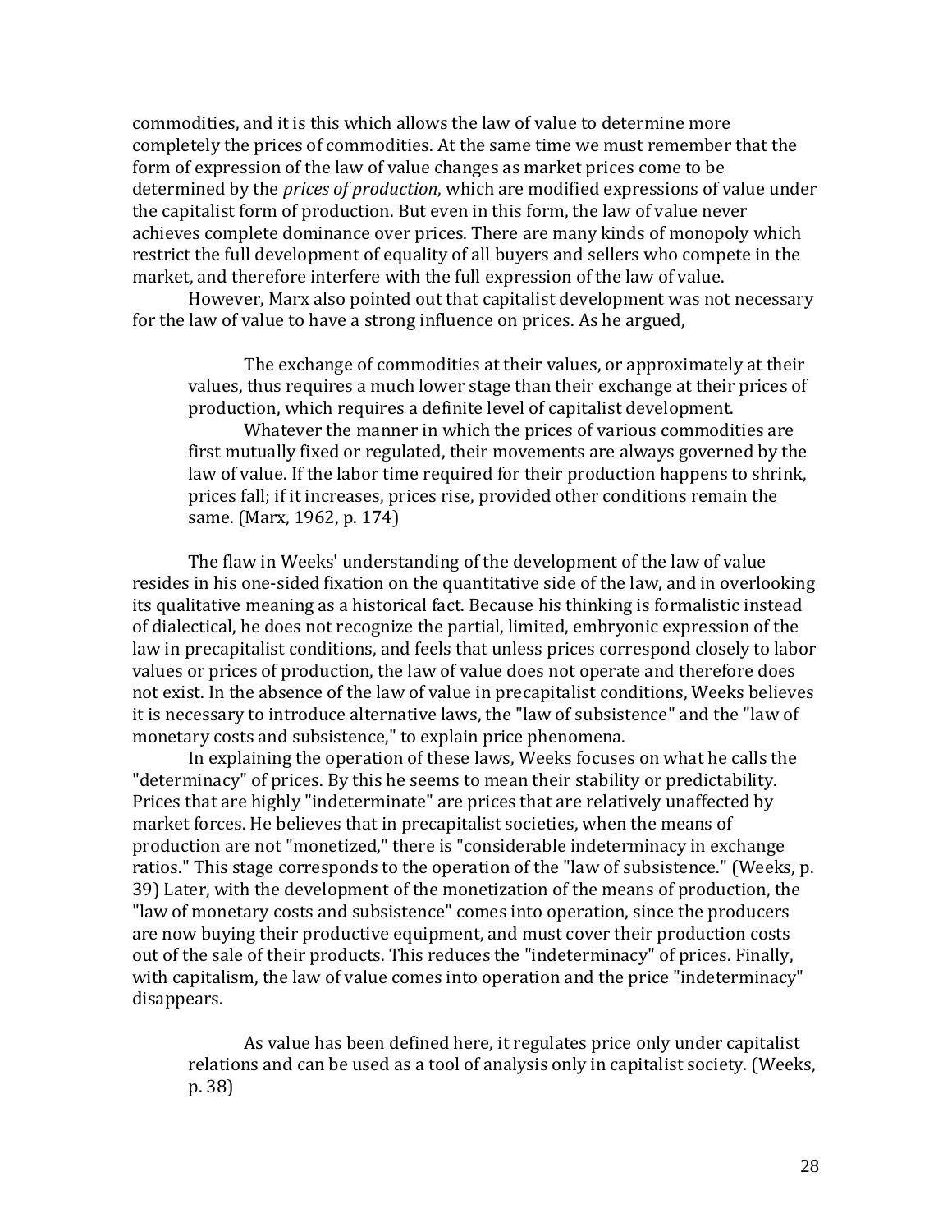commodities, and it is this which allows the law of value to determine more completely the prices of commodities. At the same time we must remember that the form of expression of the law of value changes as market prices come to be determined by the *prices of production*, which are modified expressions of value under the capitalist form of production. But even in this form, the law of value never achieves complete dominance over prices. There are many kinds of monopoly which restrict the full development of equality of all buyers and sellers who compete in the market, and therefore interfere with the full expression of the law of value.

However, Marx also pointed out that capitalist development was not necessary for the law of value to have a strong influence on prices. As he argued,

> The exchange of commodities at their values, or approximately at their values, thus requires a much lower stage than their exchange at their prices of production, which requires a definite level of capitalist development.
>
> Whatever the manner in which the prices of various commodities are first mutually fixed or regulated, their movements are always governed by the law of value. If the labor time required for their production happens to shrink, prices fall; if it increases, prices rise, provided other conditions remain the same. (Marx, 1962, p. 174)

The flaw in Weeks' understanding of the development of the law of value resides in his one-sided fixation on the quantitative side of the law, and in overlooking its qualitative meaning as a historical fact. Because his thinking is formalistic instead of dialectical, he does not recognize the partial, limited, embryonic expression of the law in precapitalist conditions, and feels that unless prices correspond closely to labor values or prices of production, the law of value does not operate and therefore does not exist. In the absence of the law of value in precapitalist conditions, Weeks believes it is necessary to introduce alternative laws, the "law of subsistence" and the "law of monetary costs and subsistence," to explain price phenomena.

In explaining the operation of these laws, Weeks focuses on what he calls the "determinacy" of prices. By this he seems to mean their stability or predictability. Prices that are highly "indeterminate" are prices that are relatively unaffected by market forces. He believes that in precapitalist societies, when the means of production are not "monetized," there is "considerable indeterminacy in exchange ratios." This stage corresponds to the operation of the "law of subsistence." (Weeks, p. 39) Later, with the development of the monetization of the means of production, the "law of monetary costs and subsistence" comes into operation, since the producers are now buying their productive equipment, and must cover their production costs out of the sale of their products. This reduces the "indeterminacy" of prices. Finally, with capitalism, the law of value comes into operation and the price "indeterminacy" disappears.

> As value has been defined here, it regulates price only under capitalist relations and can be used as a tool of analysis only in capitalist society. (Weeks, p. 38)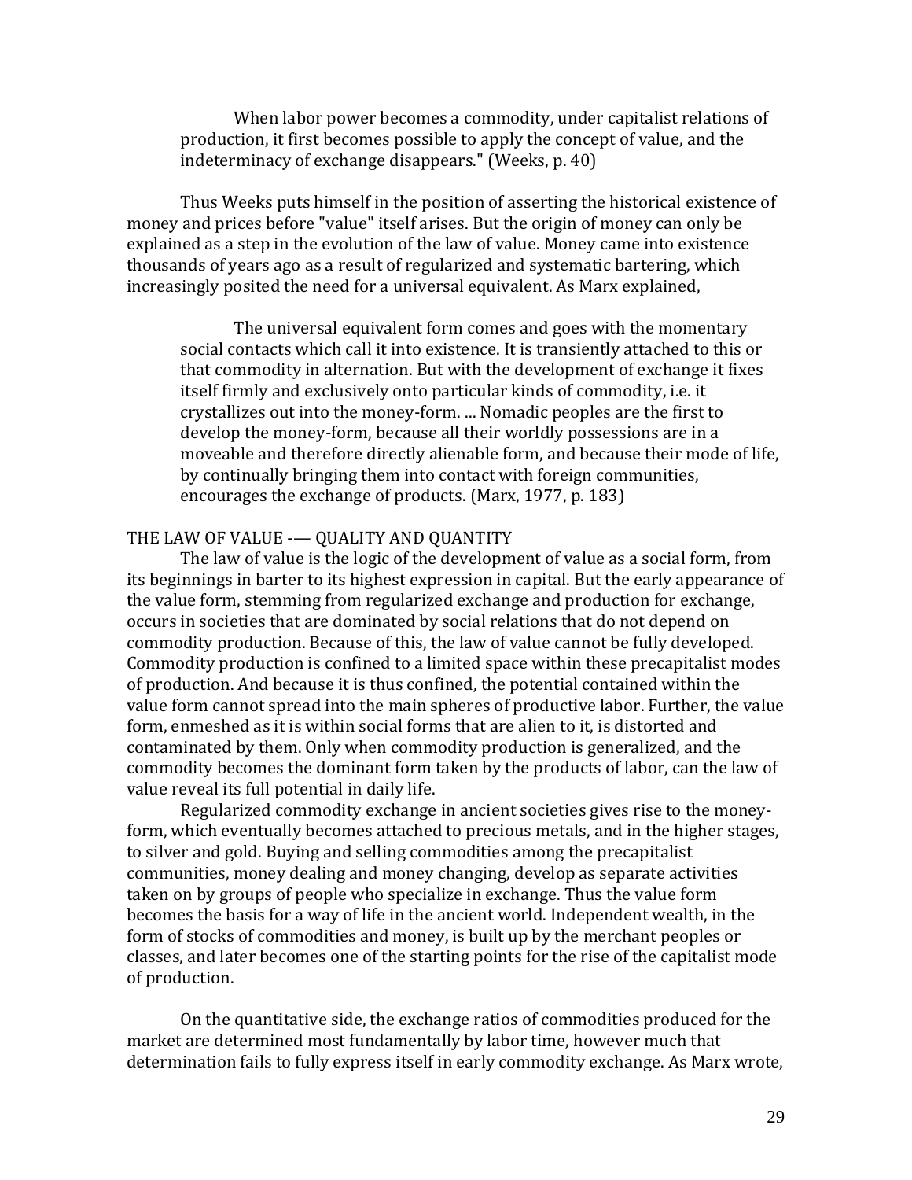> When labor power becomes a commodity, under capitalist relations of production, it first becomes possible to apply the concept of value, and the indeterminacy of exchange disappears." (Weeks, p. 40)

Thus Weeks puts himself in the position of asserting the historical existence of money and prices before "value" itself arises. But the origin of money can only be explained as a step in the evolution of the law of value. Money came into existence thousands of years ago as a result of regularized and systematic bartering, which increasingly posited the need for a universal equivalent. As Marx explained,

> The universal equivalent form comes and goes with the momentary social contacts which call it into existence. It is transiently attached to this or that commodity in alternation. But with the development of exchange it fixes itself firmly and exclusively onto particular kinds of commodity, i.e. it crystallizes out into the money-form. ... Nomadic peoples are the first to develop the money-form, because all their worldly possessions are in a moveable and therefore directly alienable form, and because their mode of life, by continually bringing them into contact with foreign communities, encourages the exchange of products. (Marx, 1977, p. 183)

## THE LAW OF VALUE -— QUALITY AND QUANTITY

The law of value is the logic of the development of value as a social form, from its beginnings in barter to its highest expression in capital. But the early appearance of the value form, stemming from regularized exchange and production for exchange, occurs in societies that are dominated by social relations that do not depend on commodity production. Because of this, the law of value cannot be fully developed. Commodity production is confined to a limited space within these precapitalist modes of production. And because it is thus confined, the potential contained within the value form cannot spread into the main spheres of productive labor. Further, the value form, enmeshed as it is within social forms that are alien to it, is distorted and contaminated by them. Only when commodity production is generalized, and the commodity becomes the dominant form taken by the products of labor, can the law of value reveal its full potential in daily life.

Regularized commodity exchange in ancient societies gives rise to the money-form, which eventually becomes attached to precious metals, and in the higher stages, to silver and gold. Buying and selling commodities among the precapitalist communities, money dealing and money changing, develop as separate activities taken on by groups of people who specialize in exchange. Thus the value form becomes the basis for a way of life in the ancient world. Independent wealth, in the form of stocks of commodities and money, is built up by the merchant peoples or classes, and later becomes one of the starting points for the rise of the capitalist mode of production.

On the quantitative side, the exchange ratios of commodities produced for the market are determined most fundamentally by labor time, however much that determination fails to fully express itself in early commodity exchange. As Marx wrote,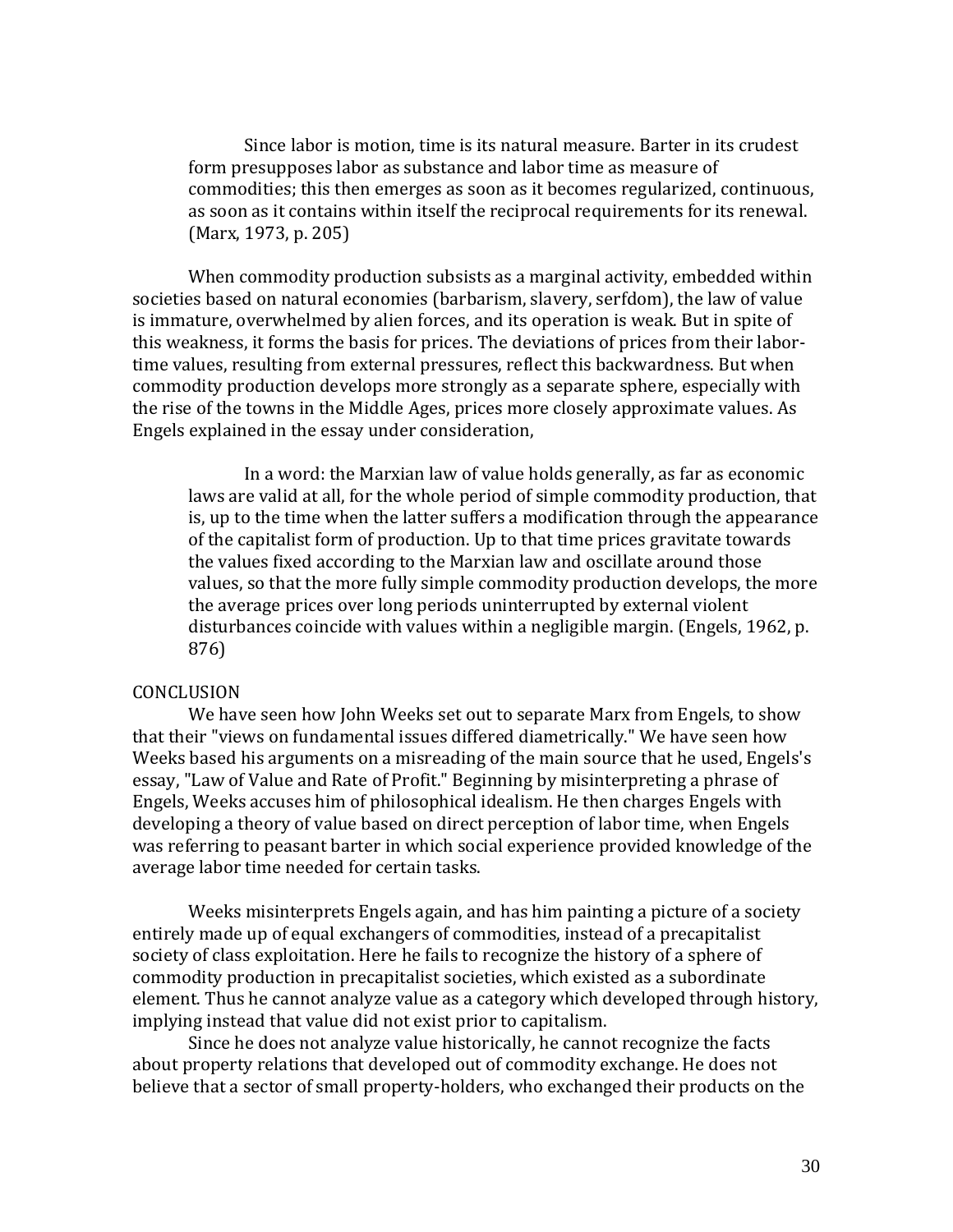> Since labor is motion, time is its natural measure. Barter in its crudest form presupposes labor as substance and labor time as measure of commodities; this then emerges as soon as it becomes regularized, continuous, as soon as it contains within itself the reciprocal requirements for its renewal. (Marx, 1973, p. 205)

When commodity production subsists as a marginal activity, embedded within societies based on natural economies (barbarism, slavery, serfdom), the law of value is immature, overwhelmed by alien forces, and its operation is weak. But in spite of this weakness, it forms the basis for prices. The deviations of prices from their labor-time values, resulting from external pressures, reflect this backwardness. But when commodity production develops more strongly as a separate sphere, especially with the rise of the towns in the Middle Ages, prices more closely approximate values. As Engels explained in the essay under consideration,

> In a word: the Marxian law of value holds generally, as far as economic laws are valid at all, for the whole period of simple commodity production, that is, up to the time when the latter suffers a modification through the appearance of the capitalist form of production. Up to that time prices gravitate towards the values fixed according to the Marxian law and oscillate around those values, so that the more fully simple commodity production develops, the more the average prices over long periods uninterrupted by external violent disturbances coincide with values within a negligible margin. (Engels, 1962, p. 876)

## CONCLUSION

We have seen how John Weeks set out to separate Marx from Engels, to show that their "views on fundamental issues differed diametrically." We have seen how Weeks based his arguments on a misreading of the main source that he used, Engels's essay, "Law of Value and Rate of Profit." Beginning by misinterpreting a phrase of Engels, Weeks accuses him of philosophical idealism. He then charges Engels with developing a theory of value based on direct perception of labor time, when Engels was referring to peasant barter in which social experience provided knowledge of the average labor time needed for certain tasks.

Weeks misinterprets Engels again, and has him painting a picture of a society entirely made up of equal exchangers of commodities, instead of a precapitalist society of class exploitation. Here he fails to recognize the history of a sphere of commodity production in precapitalist societies, which existed as a subordinate element. Thus he cannot analyze value as a category which developed through history, implying instead that value did not exist prior to capitalism.

Since he does not analyze value historically, he cannot recognize the facts about property relations that developed out of commodity exchange. He does not believe that a sector of small property-holders, who exchanged their products on the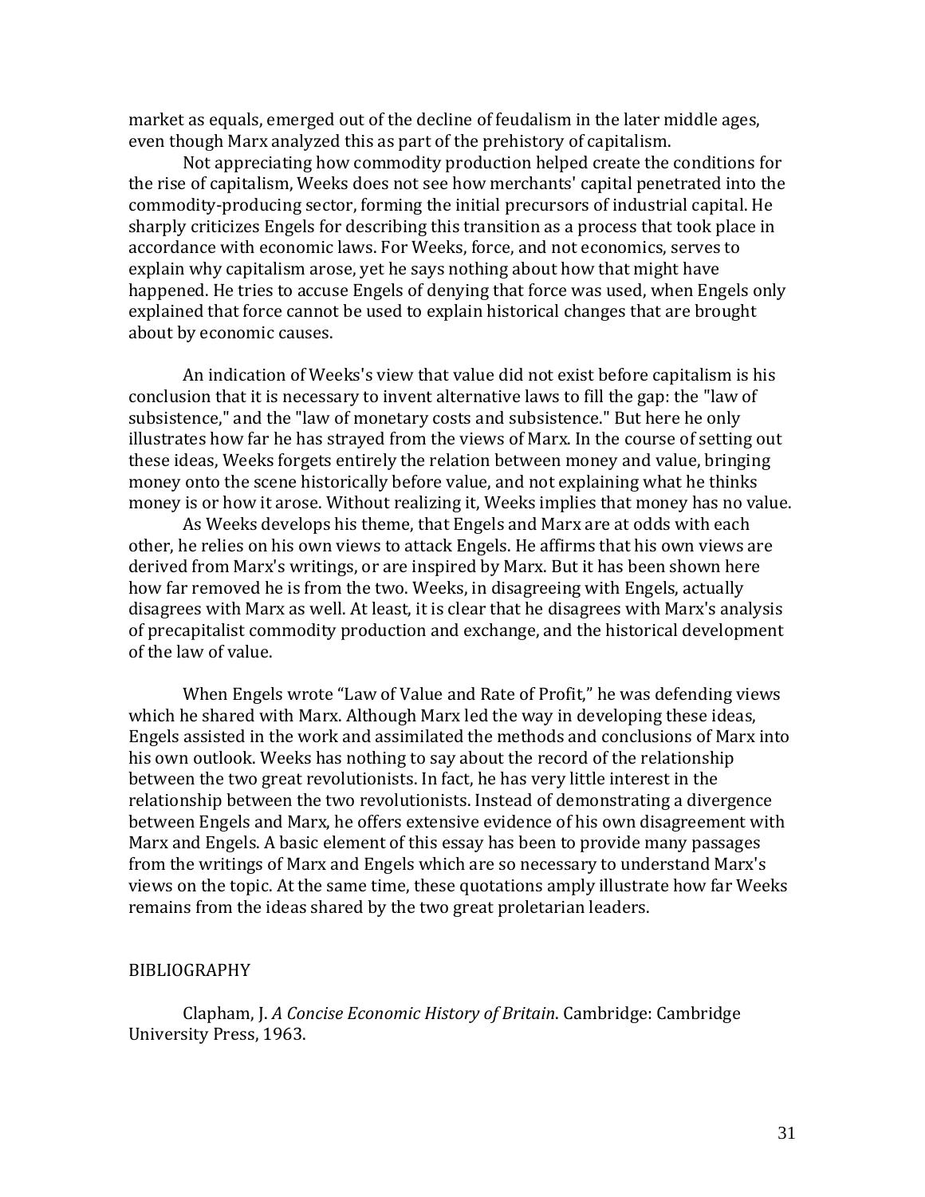market as equals, emerged out of the decline of feudalism in the later middle ages, even though Marx analyzed this as part of the prehistory of capitalism.

Not appreciating how commodity production helped create the conditions for the rise of capitalism, Weeks does not see how merchants' capital penetrated into the commodity-producing sector, forming the initial precursors of industrial capital. He sharply criticizes Engels for describing this transition as a process that took place in accordance with economic laws. For Weeks, force, and not economics, serves to explain why capitalism arose, yet he says nothing about how that might have happened. He tries to accuse Engels of denying that force was used, when Engels only explained that force cannot be used to explain historical changes that are brought about by economic causes.

An indication of Weeks's view that value did not exist before capitalism is his conclusion that it is necessary to invent alternative laws to fill the gap: the "law of subsistence," and the "law of monetary costs and subsistence." But here he only illustrates how far he has strayed from the views of Marx. In the course of setting out these ideas, Weeks forgets entirely the relation between money and value, bringing money onto the scene historically before value, and not explaining what he thinks money is or how it arose. Without realizing it, Weeks implies that money has no value.

As Weeks develops his theme, that Engels and Marx are at odds with each other, he relies on his own views to attack Engels. He affirms that his own views are derived from Marx's writings, or are inspired by Marx. But it has been shown here how far removed he is from the two. Weeks, in disagreeing with Engels, actually disagrees with Marx as well. At least, it is clear that he disagrees with Marx's analysis of precapitalist commodity production and exchange, and the historical development of the law of value.

When Engels wrote "Law of Value and Rate of Profit," he was defending views which he shared with Marx. Although Marx led the way in developing these ideas, Engels assisted in the work and assimilated the methods and conclusions of Marx into his own outlook. Weeks has nothing to say about the record of the relationship between the two great revolutionists. In fact, he has very little interest in the relationship between the two revolutionists. Instead of demonstrating a divergence between Engels and Marx, he offers extensive evidence of his own disagreement with Marx and Engels. A basic element of this essay has been to provide many passages from the writings of Marx and Engels which are so necessary to understand Marx's views on the topic. At the same time, these quotations amply illustrate how far Weeks remains from the ideas shared by the two great proletarian leaders.

## BIBLIOGRAPHY

Clapham, J. *A Concise Economic History of Britain*. Cambridge: Cambridge University Press, 1963.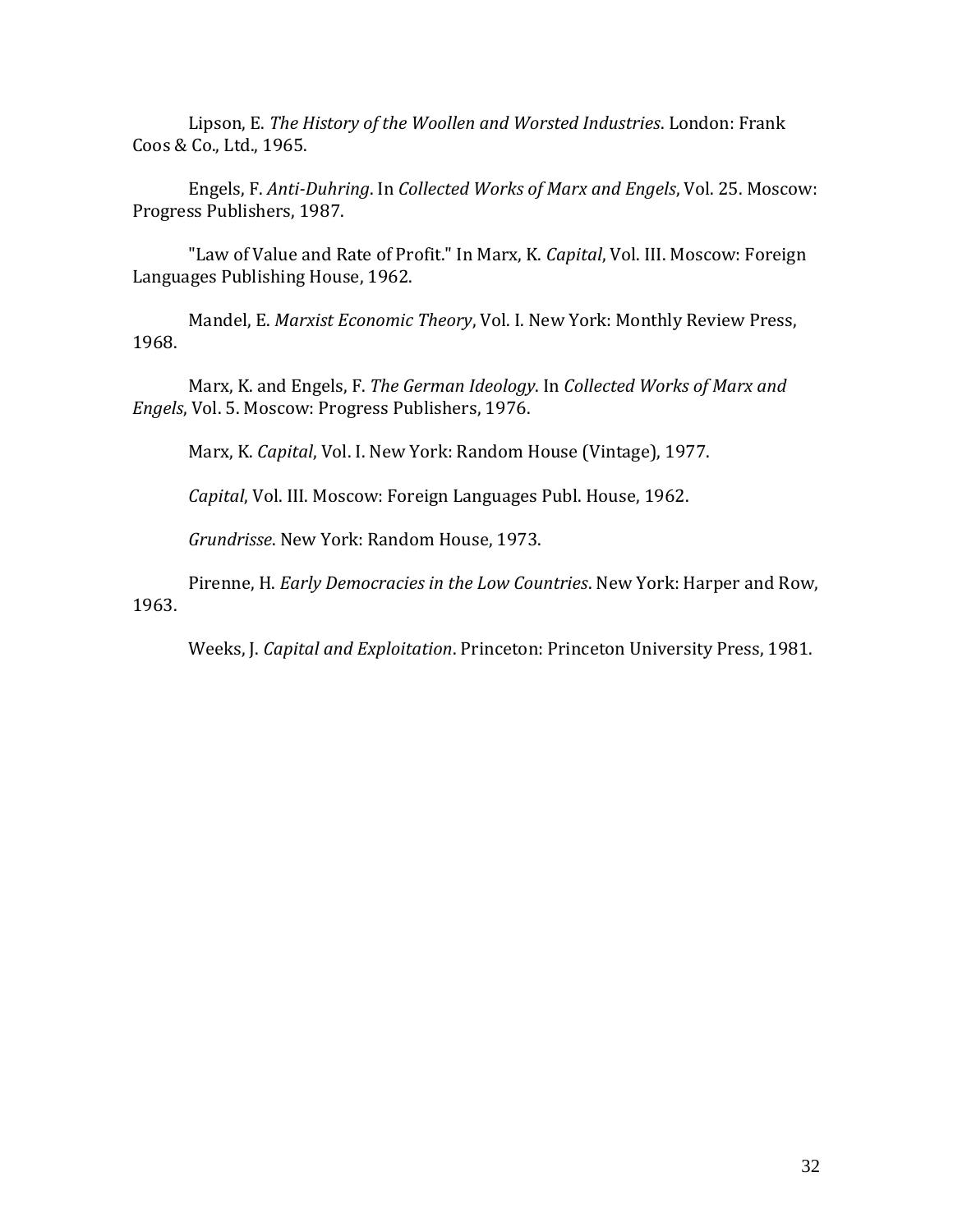Lipson, E. *The History of the Woollen and Worsted Industries*. London: Frank Coos & Co., Ltd., 1965.

Engels, F. *Anti-Duhring*. In *Collected Works of Marx and Engels*, Vol. 25. Moscow: Progress Publishers, 1987.

"Law of Value and Rate of Profit." In Marx, K. *Capital*, Vol. III. Moscow: Foreign Languages Publishing House, 1962.

Mandel, E. *Marxist Economic Theory*, Vol. I. New York: Monthly Review Press, 1968.

Marx, K. and Engels, F. *The German Ideology*. In *Collected Works of Marx and Engels*, Vol. 5. Moscow: Progress Publishers, 1976.

Marx, K. *Capital*, Vol. I. New York: Random House (Vintage), 1977.

*Capital*, Vol. III. Moscow: Foreign Languages Publ. House, 1962.

*Grundrisse*. New York: Random House, 1973.

Pirenne, H. *Early Democracies in the Low Countries*. New York: Harper and Row, 1963.

Weeks, J. *Capital and Exploitation*. Princeton: Princeton University Press, 1981.